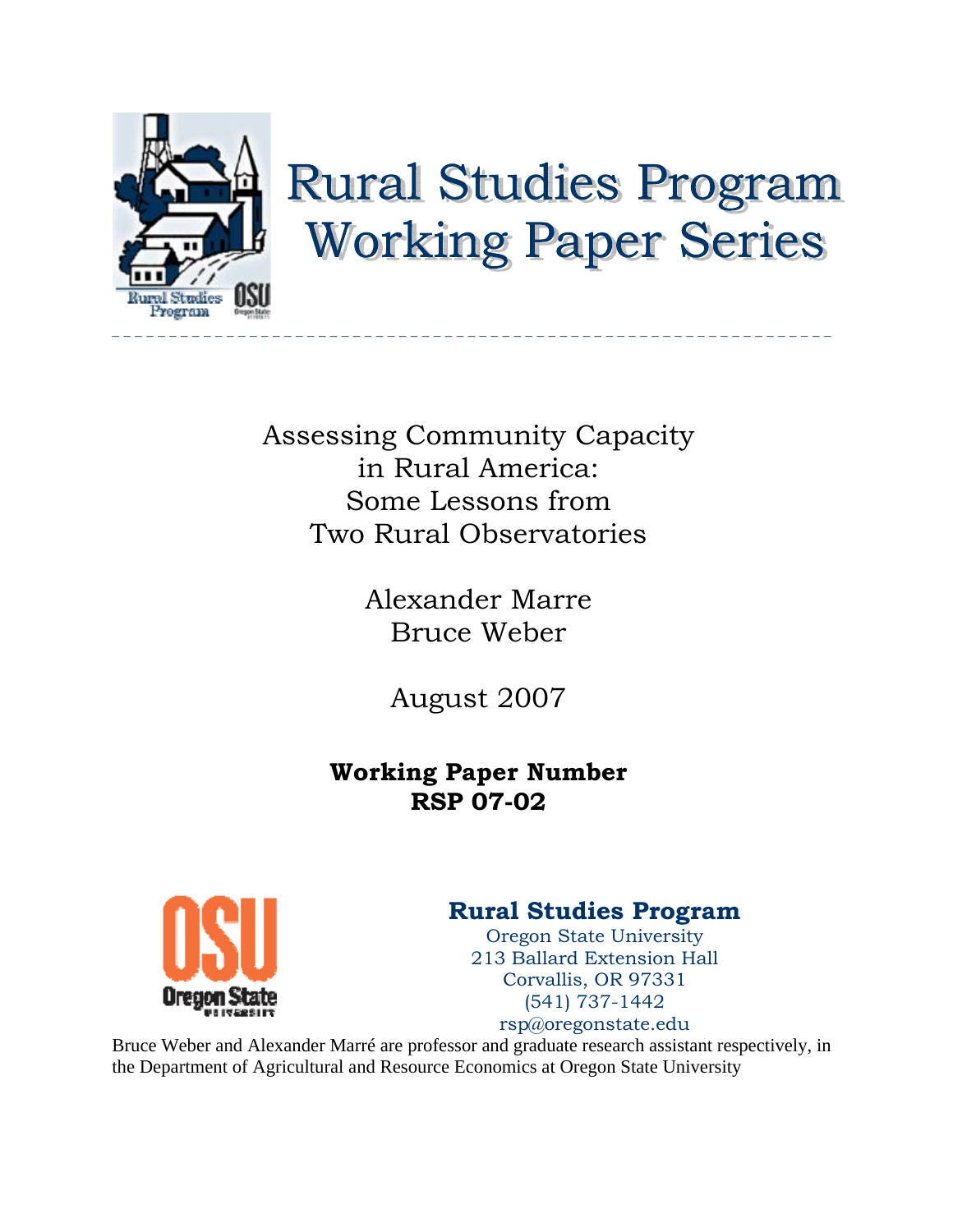# Rural Studies Program Working Paper Series

Assessing Community Capacity in Rural America: Some Lessons from Two Rural Observatories

Alexander Marre
Bruce Weber

August 2007

**Working Paper Number**
**RSP 07-02**

**Rural Studies Program**
Oregon State University
213 Ballard Extension Hall
Corvallis, OR 97331
(541) 737-1442
rsp@oregonstate.edu

Bruce Weber and Alexander Marré are professor and graduate research assistant respectively, in the Department of Agricultural and Resource Economics at Oregon State University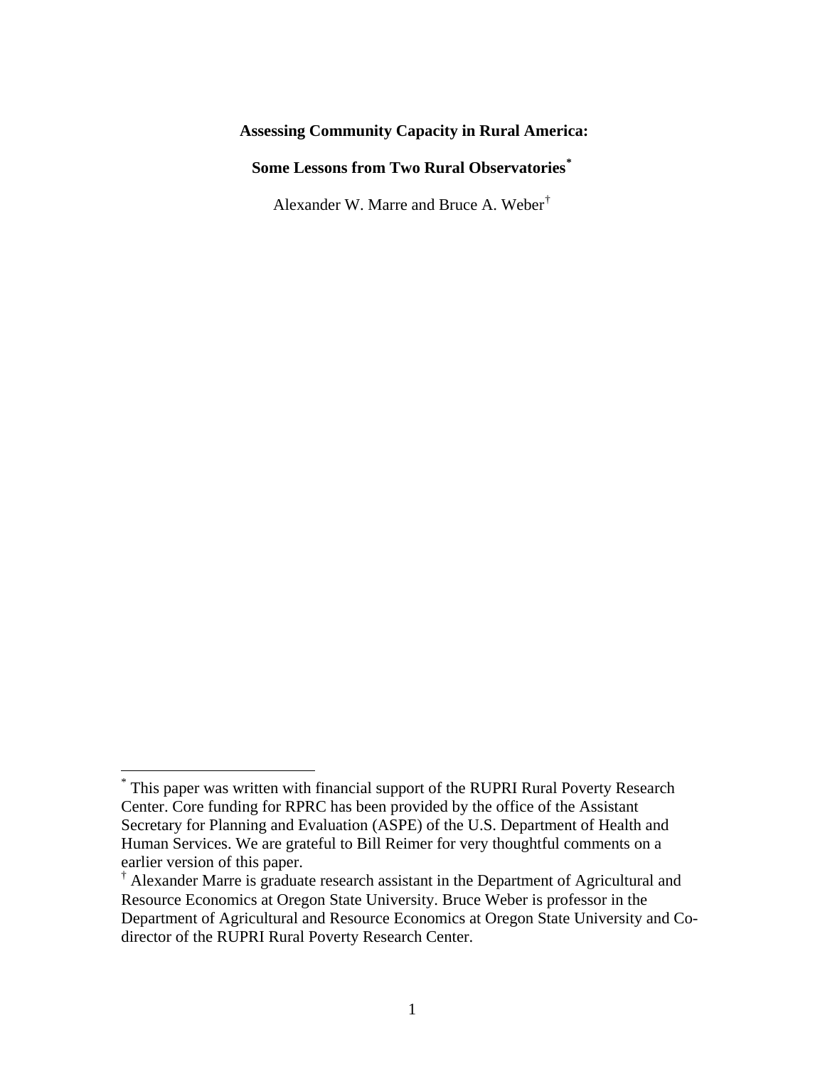**Assessing Community Capacity in Rural America:**

**Some Lessons from Two Rural Observatories[*]**

Alexander W. Marre and Bruce A. Weber[†]

---

[*] This paper was written with financial support of the RUPRI Rural Poverty Research Center. Core funding for RPRC has been provided by the office of the Assistant Secretary for Planning and Evaluation (ASPE) of the U.S. Department of Health and Human Services. We are grateful to Bill Reimer for very thoughtful comments on a earlier version of this paper.

[†] Alexander Marre is graduate research assistant in the Department of Agricultural and Resource Economics at Oregon State University. Bruce Weber is professor in the Department of Agricultural and Resource Economics at Oregon State University and Co-director of the RUPRI Rural Poverty Research Center.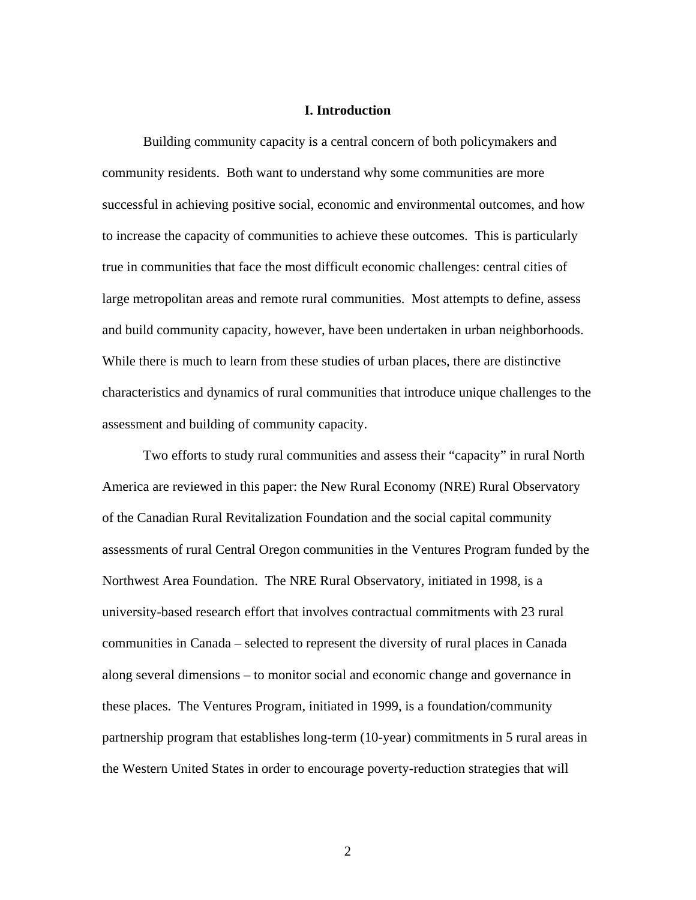## I. Introduction

Building community capacity is a central concern of both policymakers and community residents. Both want to understand why some communities are more successful in achieving positive social, economic and environmental outcomes, and how to increase the capacity of communities to achieve these outcomes. This is particularly true in communities that face the most difficult economic challenges: central cities of large metropolitan areas and remote rural communities. Most attempts to define, assess and build community capacity, however, have been undertaken in urban neighborhoods. While there is much to learn from these studies of urban places, there are distinctive characteristics and dynamics of rural communities that introduce unique challenges to the assessment and building of community capacity.

Two efforts to study rural communities and assess their "capacity" in rural North America are reviewed in this paper: the New Rural Economy (NRE) Rural Observatory of the Canadian Rural Revitalization Foundation and the social capital community assessments of rural Central Oregon communities in the Ventures Program funded by the Northwest Area Foundation. The NRE Rural Observatory, initiated in 1998, is a university-based research effort that involves contractual commitments with 23 rural communities in Canada – selected to represent the diversity of rural places in Canada along several dimensions – to monitor social and economic change and governance in these places. The Ventures Program, initiated in 1999, is a foundation/community partnership program that establishes long-term (10-year) commitments in 5 rural areas in the Western United States in order to encourage poverty-reduction strategies that will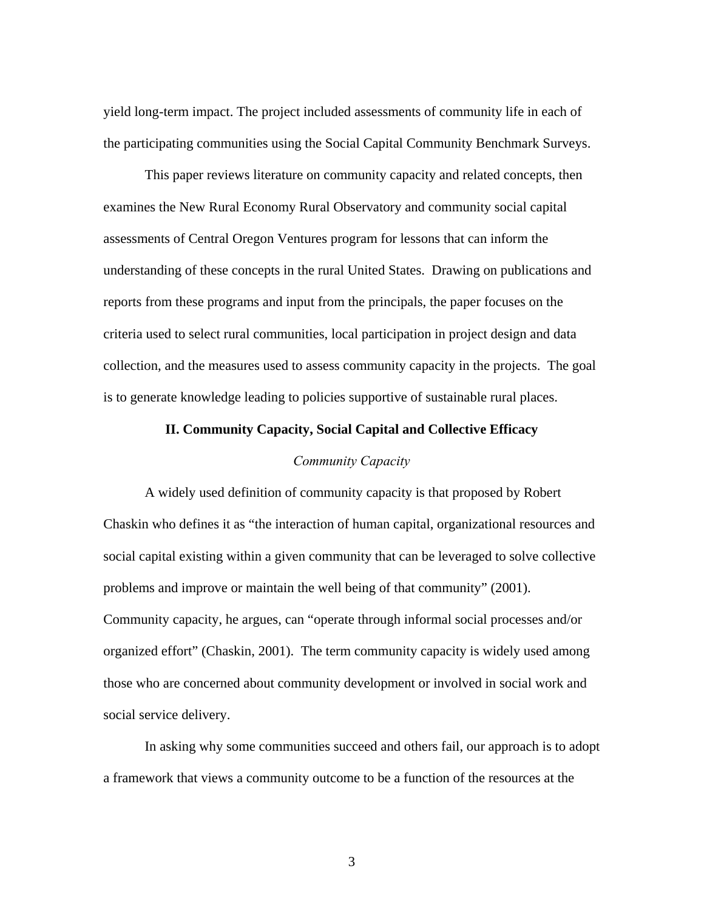yield long-term impact. The project included assessments of community life in each of the participating communities using the Social Capital Community Benchmark Surveys.

This paper reviews literature on community capacity and related concepts, then examines the New Rural Economy Rural Observatory and community social capital assessments of Central Oregon Ventures program for lessons that can inform the understanding of these concepts in the rural United States. Drawing on publications and reports from these programs and input from the principals, the paper focuses on the criteria used to select rural communities, local participation in project design and data collection, and the measures used to assess community capacity in the projects. The goal is to generate knowledge leading to policies supportive of sustainable rural places.

## II. Community Capacity, Social Capital and Collective Efficacy

### *Community Capacity*

A widely used definition of community capacity is that proposed by Robert Chaskin who defines it as "the interaction of human capital, organizational resources and social capital existing within a given community that can be leveraged to solve collective problems and improve or maintain the well being of that community" (2001). Community capacity, he argues, can "operate through informal social processes and/or organized effort" (Chaskin, 2001). The term community capacity is widely used among those who are concerned about community development or involved in social work and social service delivery.

In asking why some communities succeed and others fail, our approach is to adopt a framework that views a community outcome to be a function of the resources at the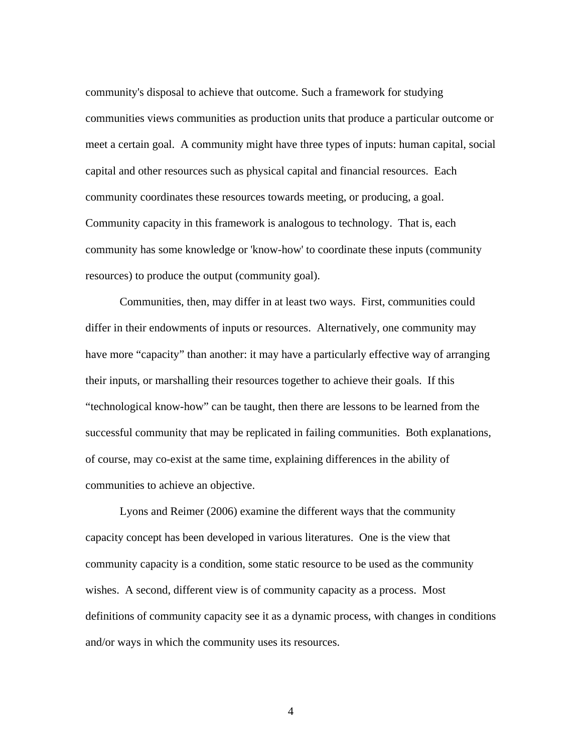community's disposal to achieve that outcome. Such a framework for studying communities views communities as production units that produce a particular outcome or meet a certain goal. A community might have three types of inputs: human capital, social capital and other resources such as physical capital and financial resources. Each community coordinates these resources towards meeting, or producing, a goal. Community capacity in this framework is analogous to technology. That is, each community has some knowledge or 'know-how' to coordinate these inputs (community resources) to produce the output (community goal).

Communities, then, may differ in at least two ways. First, communities could differ in their endowments of inputs or resources. Alternatively, one community may have more "capacity" than another: it may have a particularly effective way of arranging their inputs, or marshalling their resources together to achieve their goals. If this "technological know-how" can be taught, then there are lessons to be learned from the successful community that may be replicated in failing communities. Both explanations, of course, may co-exist at the same time, explaining differences in the ability of communities to achieve an objective.

Lyons and Reimer (2006) examine the different ways that the community capacity concept has been developed in various literatures. One is the view that community capacity is a condition, some static resource to be used as the community wishes. A second, different view is of community capacity as a process. Most definitions of community capacity see it as a dynamic process, with changes in conditions and/or ways in which the community uses its resources.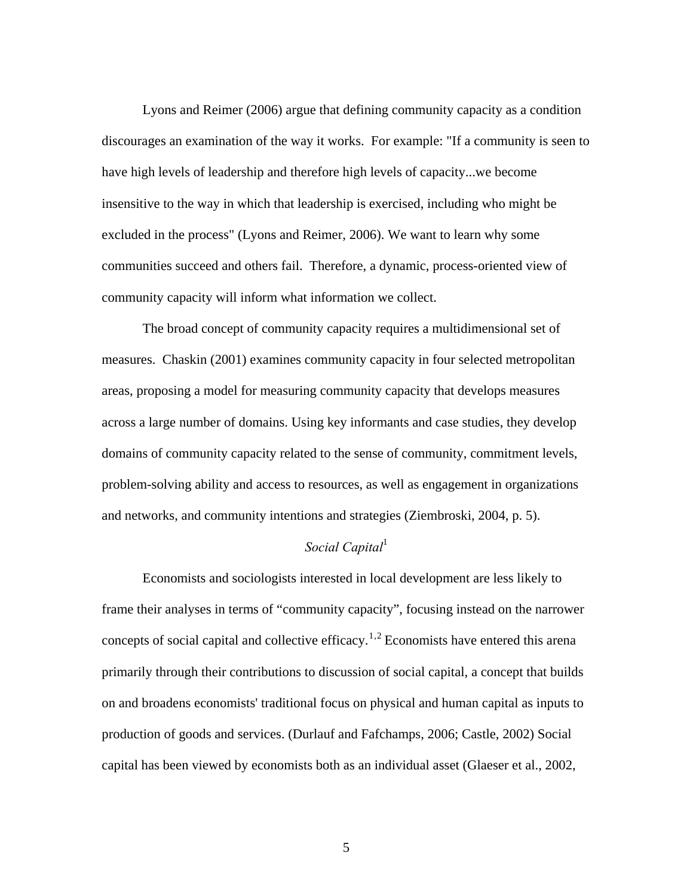Lyons and Reimer (2006) argue that defining community capacity as a condition discourages an examination of the way it works. For example: "If a community is seen to have high levels of leadership and therefore high levels of capacity...we become insensitive to the way in which that leadership is exercised, including who might be excluded in the process" (Lyons and Reimer, 2006). We want to learn why some communities succeed and others fail. Therefore, a dynamic, process-oriented view of community capacity will inform what information we collect.

The broad concept of community capacity requires a multidimensional set of measures. Chaskin (2001) examines community capacity in four selected metropolitan areas, proposing a model for measuring community capacity that develops measures across a large number of domains. Using key informants and case studies, they develop domains of community capacity related to the sense of community, commitment levels, problem-solving ability and access to resources, as well as engagement in organizations and networks, and community intentions and strategies (Ziembroski, 2004, p. 5).

### *Social Capital*[1]

Economists and sociologists interested in local development are less likely to frame their analyses in terms of "community capacity", focusing instead on the narrower concepts of social capital and collective efficacy.[1,2] Economists have entered this arena primarily through their contributions to discussion of social capital, a concept that builds on and broadens economists' traditional focus on physical and human capital as inputs to production of goods and services. (Durlauf and Fafchamps, 2006; Castle, 2002) Social capital has been viewed by economists both as an individual asset (Glaeser et al., 2002,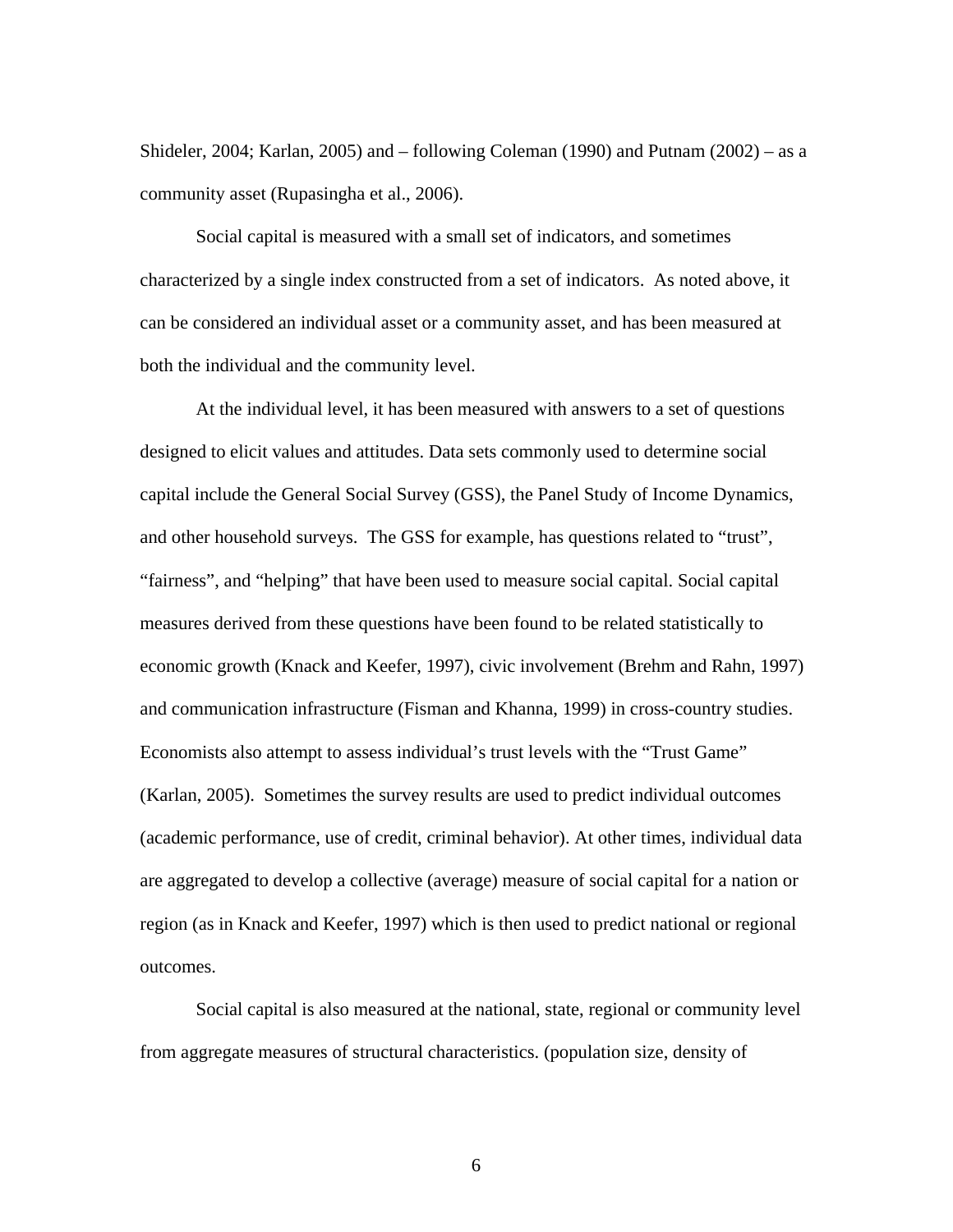Shideler, 2004; Karlan, 2005) and – following Coleman (1990) and Putnam (2002) – as a community asset (Rupasingha et al., 2006).

Social capital is measured with a small set of indicators, and sometimes characterized by a single index constructed from a set of indicators. As noted above, it can be considered an individual asset or a community asset, and has been measured at both the individual and the community level.

At the individual level, it has been measured with answers to a set of questions designed to elicit values and attitudes. Data sets commonly used to determine social capital include the General Social Survey (GSS), the Panel Study of Income Dynamics, and other household surveys. The GSS for example, has questions related to "trust", "fairness", and "helping" that have been used to measure social capital. Social capital measures derived from these questions have been found to be related statistically to economic growth (Knack and Keefer, 1997), civic involvement (Brehm and Rahn, 1997) and communication infrastructure (Fisman and Khanna, 1999) in cross-country studies. Economists also attempt to assess individual's trust levels with the "Trust Game" (Karlan, 2005). Sometimes the survey results are used to predict individual outcomes (academic performance, use of credit, criminal behavior). At other times, individual data are aggregated to develop a collective (average) measure of social capital for a nation or region (as in Knack and Keefer, 1997) which is then used to predict national or regional outcomes.

Social capital is also measured at the national, state, regional or community level from aggregate measures of structural characteristics. (population size, density of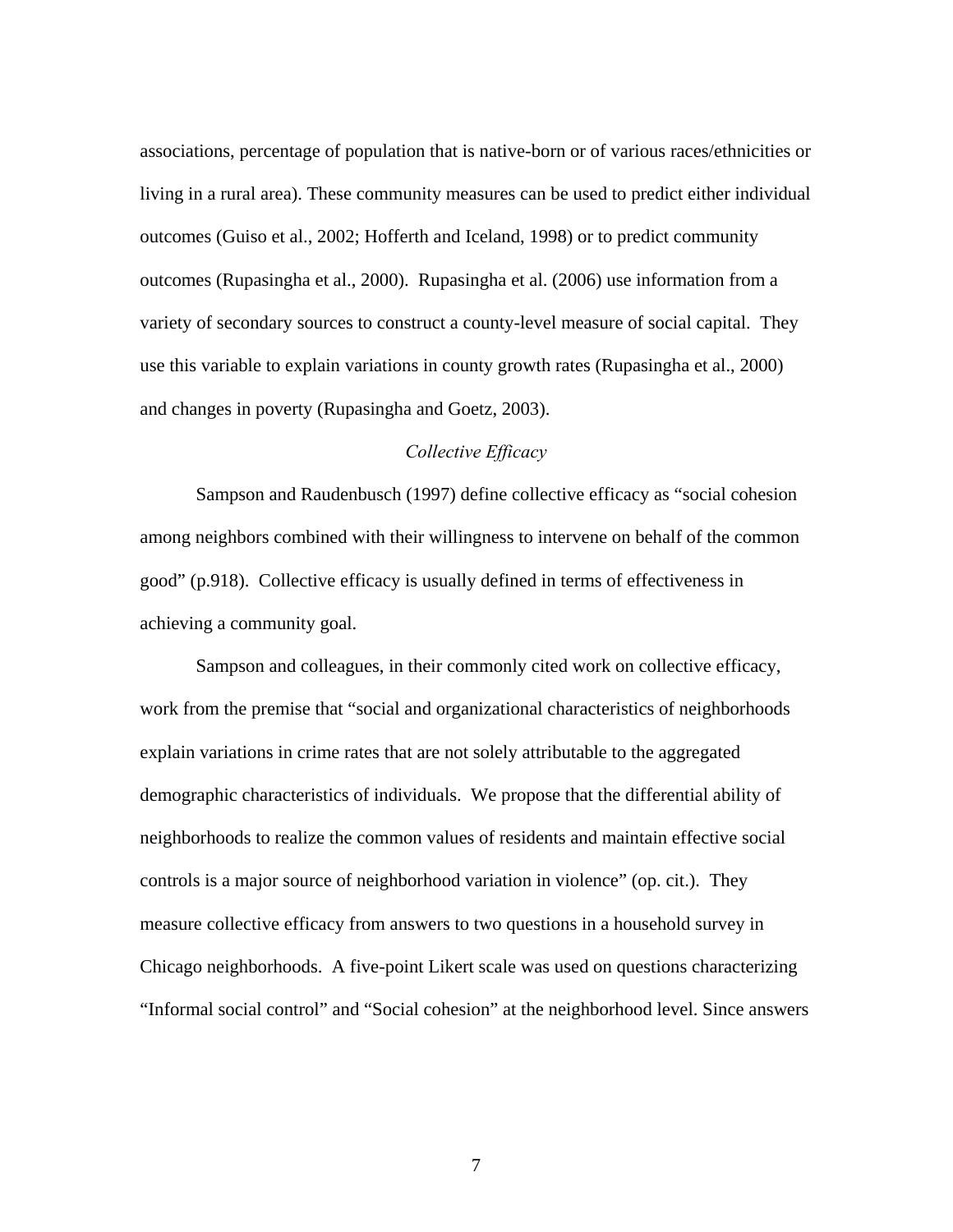associations, percentage of population that is native-born or of various races/ethnicities or living in a rural area). These community measures can be used to predict either individual outcomes (Guiso et al., 2002; Hofferth and Iceland, 1998) or to predict community outcomes (Rupasingha et al., 2000). Rupasingha et al. (2006) use information from a variety of secondary sources to construct a county-level measure of social capital. They use this variable to explain variations in county growth rates (Rupasingha et al., 2000) and changes in poverty (Rupasingha and Goetz, 2003).

### *Collective Efficacy*

Sampson and Raudenbusch (1997) define collective efficacy as "social cohesion among neighbors combined with their willingness to intervene on behalf of the common good" (p.918). Collective efficacy is usually defined in terms of effectiveness in achieving a community goal.

Sampson and colleagues, in their commonly cited work on collective efficacy, work from the premise that "social and organizational characteristics of neighborhoods explain variations in crime rates that are not solely attributable to the aggregated demographic characteristics of individuals. We propose that the differential ability of neighborhoods to realize the common values of residents and maintain effective social controls is a major source of neighborhood variation in violence" (op. cit.). They measure collective efficacy from answers to two questions in a household survey in Chicago neighborhoods. A five-point Likert scale was used on questions characterizing "Informal social control" and "Social cohesion" at the neighborhood level. Since answers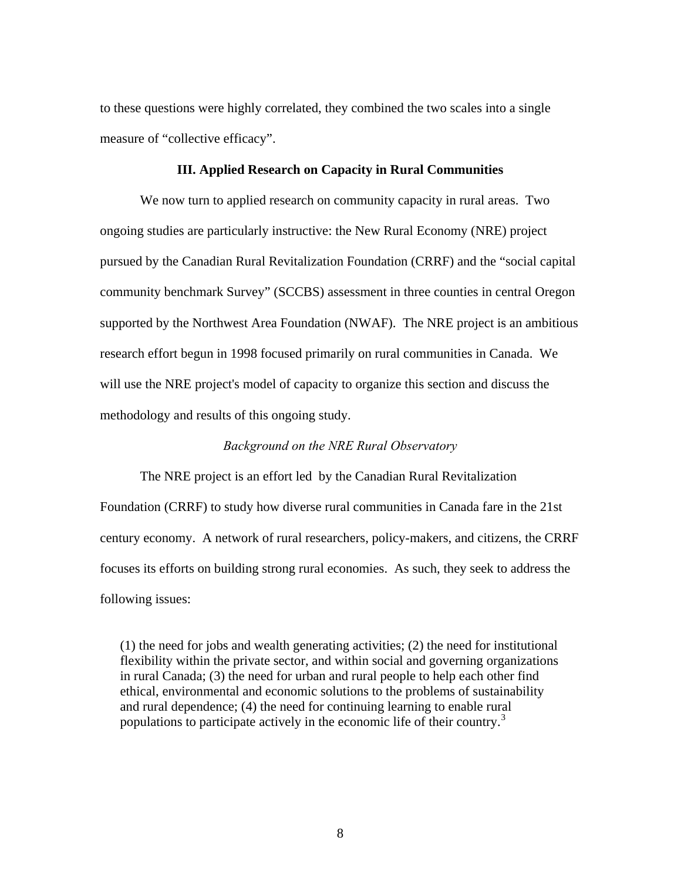to these questions were highly correlated, they combined the two scales into a single measure of "collective efficacy".

## III. Applied Research on Capacity in Rural Communities

We now turn to applied research on community capacity in rural areas. Two ongoing studies are particularly instructive: the New Rural Economy (NRE) project pursued by the Canadian Rural Revitalization Foundation (CRRF) and the "social capital community benchmark Survey" (SCCBS) assessment in three counties in central Oregon supported by the Northwest Area Foundation (NWAF). The NRE project is an ambitious research effort begun in 1998 focused primarily on rural communities in Canada. We will use the NRE project's model of capacity to organize this section and discuss the methodology and results of this ongoing study.

### *Background on the NRE Rural Observatory*

The NRE project is an effort led by the Canadian Rural Revitalization Foundation (CRRF) to study how diverse rural communities in Canada fare in the 21st century economy. A network of rural researchers, policy-makers, and citizens, the CRRF focuses its efforts on building strong rural economies. As such, they seek to address the following issues:

> (1) the need for jobs and wealth generating activities; (2) the need for institutional flexibility within the private sector, and within social and governing organizations in rural Canada; (3) the need for urban and rural people to help each other find ethical, environmental and economic solutions to the problems of sustainability and rural dependence; (4) the need for continuing learning to enable rural populations to participate actively in the economic life of their country.[3]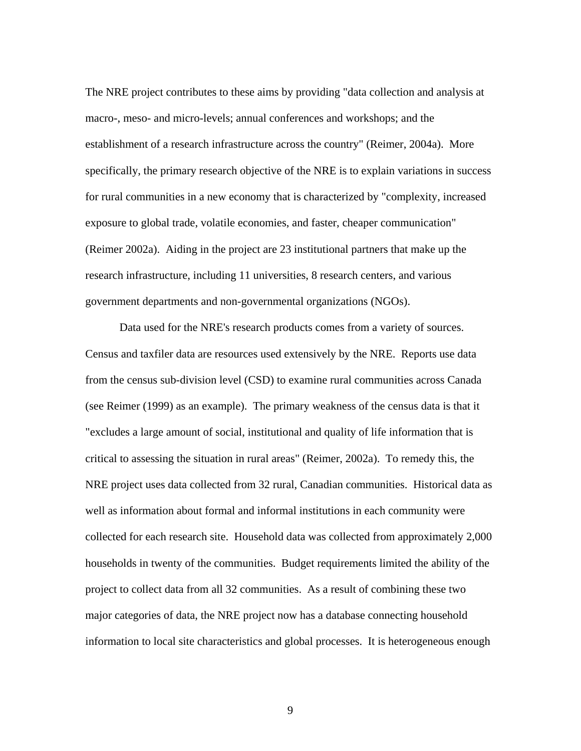The NRE project contributes to these aims by providing "data collection and analysis at macro-, meso- and micro-levels; annual conferences and workshops; and the establishment of a research infrastructure across the country" (Reimer, 2004a). More specifically, the primary research objective of the NRE is to explain variations in success for rural communities in a new economy that is characterized by "complexity, increased exposure to global trade, volatile economies, and faster, cheaper communication" (Reimer 2002a). Aiding in the project are 23 institutional partners that make up the research infrastructure, including 11 universities, 8 research centers, and various government departments and non-governmental organizations (NGOs).

Data used for the NRE's research products comes from a variety of sources. Census and taxfiler data are resources used extensively by the NRE. Reports use data from the census sub-division level (CSD) to examine rural communities across Canada (see Reimer (1999) as an example). The primary weakness of the census data is that it "excludes a large amount of social, institutional and quality of life information that is critical to assessing the situation in rural areas" (Reimer, 2002a). To remedy this, the NRE project uses data collected from 32 rural, Canadian communities. Historical data as well as information about formal and informal institutions in each community were collected for each research site. Household data was collected from approximately 2,000 households in twenty of the communities. Budget requirements limited the ability of the project to collect data from all 32 communities. As a result of combining these two major categories of data, the NRE project now has a database connecting household information to local site characteristics and global processes. It is heterogeneous enough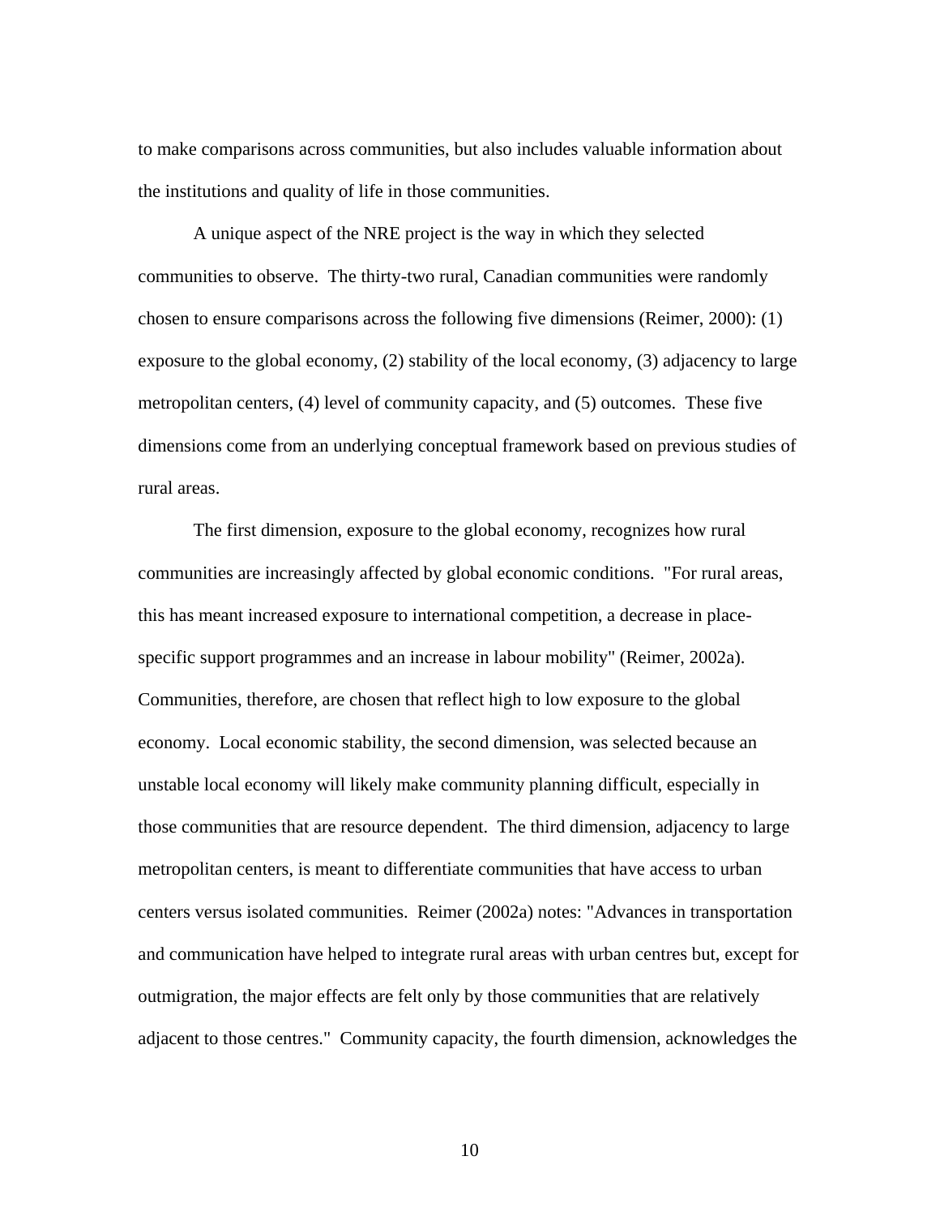to make comparisons across communities, but also includes valuable information about the institutions and quality of life in those communities.

A unique aspect of the NRE project is the way in which they selected communities to observe. The thirty-two rural, Canadian communities were randomly chosen to ensure comparisons across the following five dimensions (Reimer, 2000): (1) exposure to the global economy, (2) stability of the local economy, (3) adjacency to large metropolitan centers, (4) level of community capacity, and (5) outcomes. These five dimensions come from an underlying conceptual framework based on previous studies of rural areas.

The first dimension, exposure to the global economy, recognizes how rural communities are increasingly affected by global economic conditions. "For rural areas, this has meant increased exposure to international competition, a decrease in place-specific support programmes and an increase in labour mobility" (Reimer, 2002a). Communities, therefore, are chosen that reflect high to low exposure to the global economy. Local economic stability, the second dimension, was selected because an unstable local economy will likely make community planning difficult, especially in those communities that are resource dependent. The third dimension, adjacency to large metropolitan centers, is meant to differentiate communities that have access to urban centers versus isolated communities. Reimer (2002a) notes: "Advances in transportation and communication have helped to integrate rural areas with urban centres but, except for outmigration, the major effects are felt only by those communities that are relatively adjacent to those centres." Community capacity, the fourth dimension, acknowledges the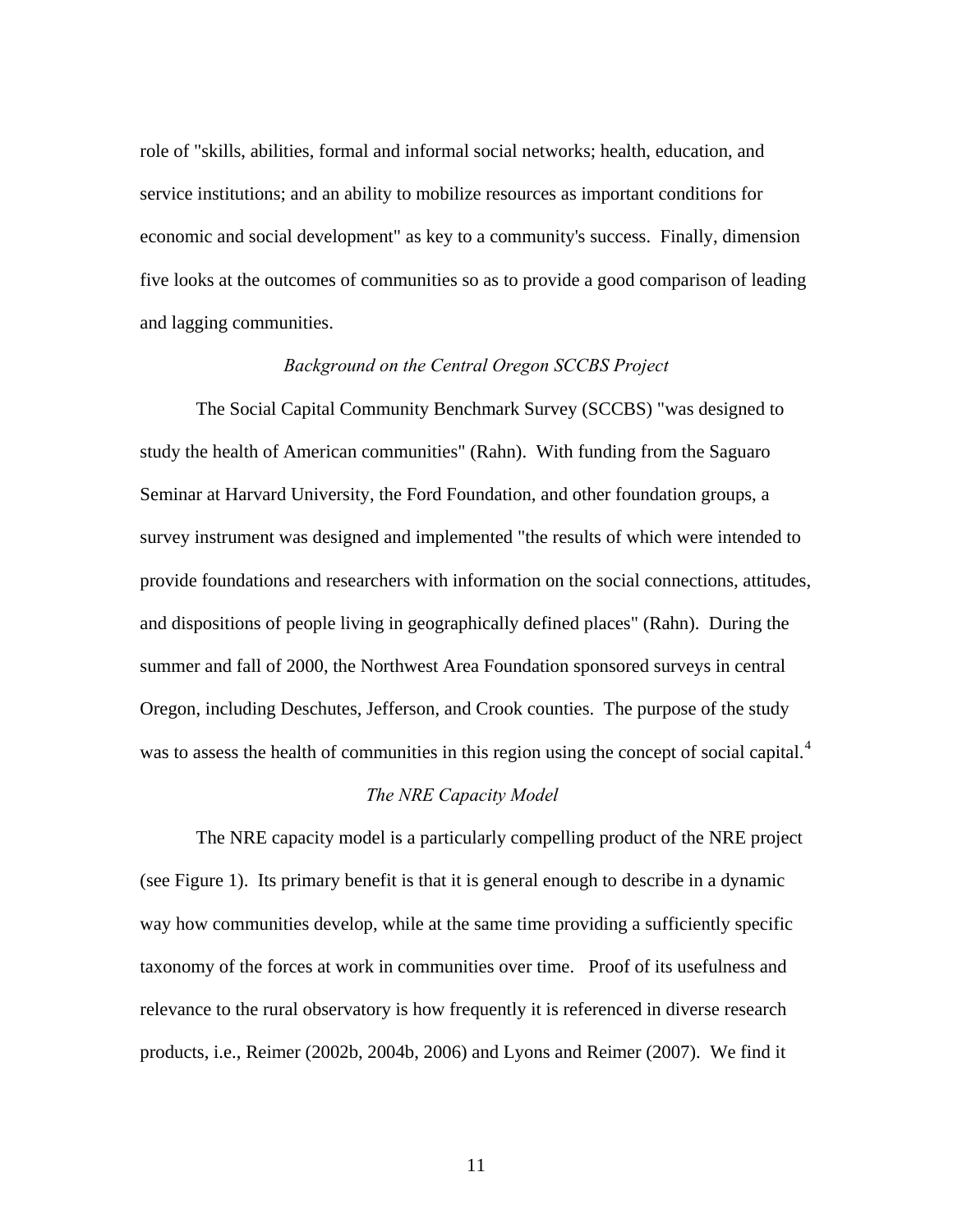role of "skills, abilities, formal and informal social networks; health, education, and service institutions; and an ability to mobilize resources as important conditions for economic and social development" as key to a community's success. Finally, dimension five looks at the outcomes of communities so as to provide a good comparison of leading and lagging communities.

### *Background on the Central Oregon SCCBS Project*

The Social Capital Community Benchmark Survey (SCCBS) "was designed to study the health of American communities" (Rahn). With funding from the Saguaro Seminar at Harvard University, the Ford Foundation, and other foundation groups, a survey instrument was designed and implemented "the results of which were intended to provide foundations and researchers with information on the social connections, attitudes, and dispositions of people living in geographically defined places" (Rahn). During the summer and fall of 2000, the Northwest Area Foundation sponsored surveys in central Oregon, including Deschutes, Jefferson, and Crook counties. The purpose of the study was to assess the health of communities in this region using the concept of social capital.[4]

### *The NRE Capacity Model*

The NRE capacity model is a particularly compelling product of the NRE project (see Figure 1). Its primary benefit is that it is general enough to describe in a dynamic way how communities develop, while at the same time providing a sufficiently specific taxonomy of the forces at work in communities over time. Proof of its usefulness and relevance to the rural observatory is how frequently it is referenced in diverse research products, i.e., Reimer (2002b, 2004b, 2006) and Lyons and Reimer (2007). We find it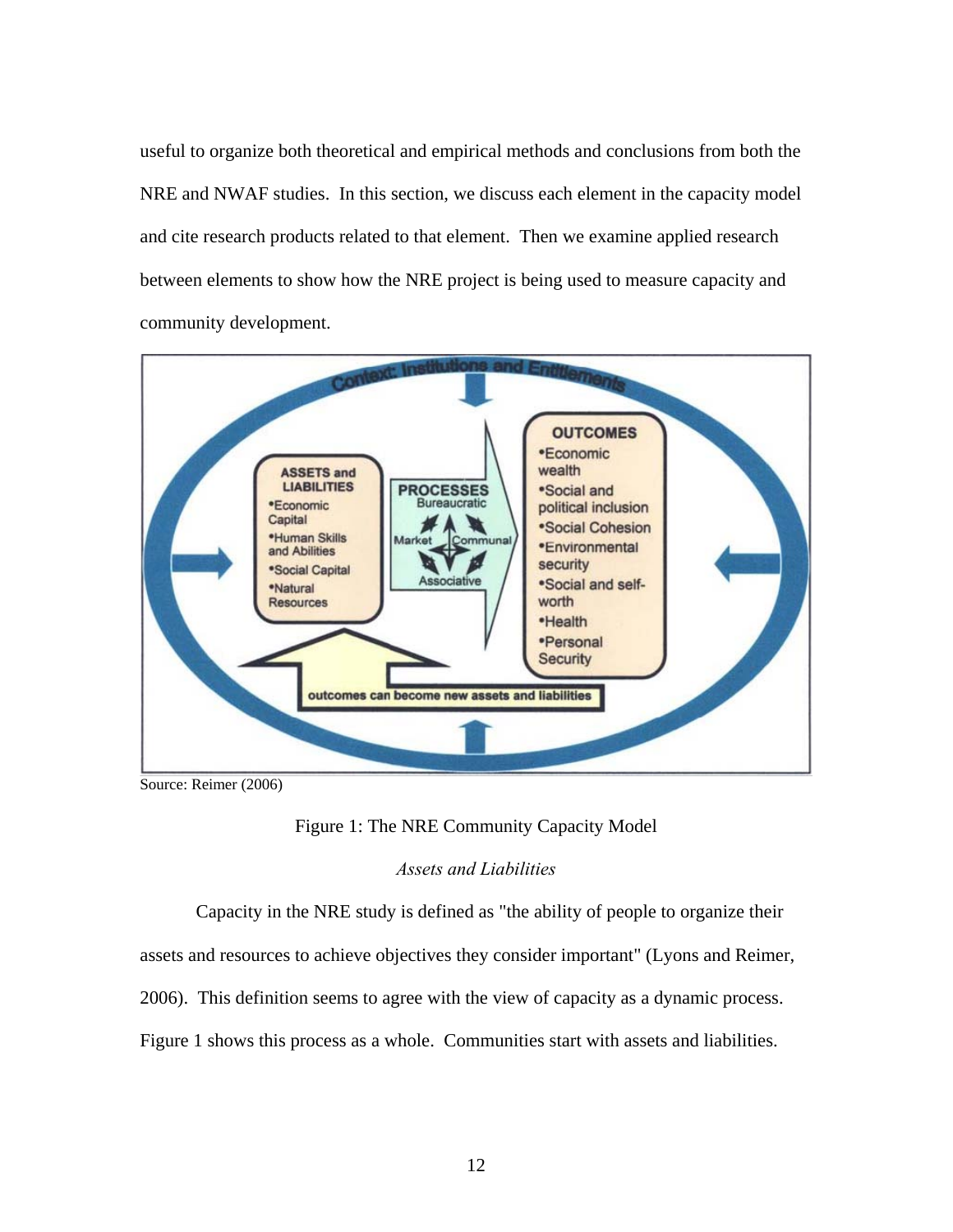useful to organize both theoretical and empirical methods and conclusions from both the NRE and NWAF studies. In this section, we discuss each element in the capacity model and cite research products related to that element. Then we examine applied research between elements to show how the NRE project is being used to measure capacity and community development.

Source: Reimer (2006)

Figure 1: The NRE Community Capacity Model

*Assets and Liabilities*

Capacity in the NRE study is defined as "the ability of people to organize their assets and resources to achieve objectives they consider important" (Lyons and Reimer, 2006). This definition seems to agree with the view of capacity as a dynamic process. Figure 1 shows this process as a whole. Communities start with assets and liabilities.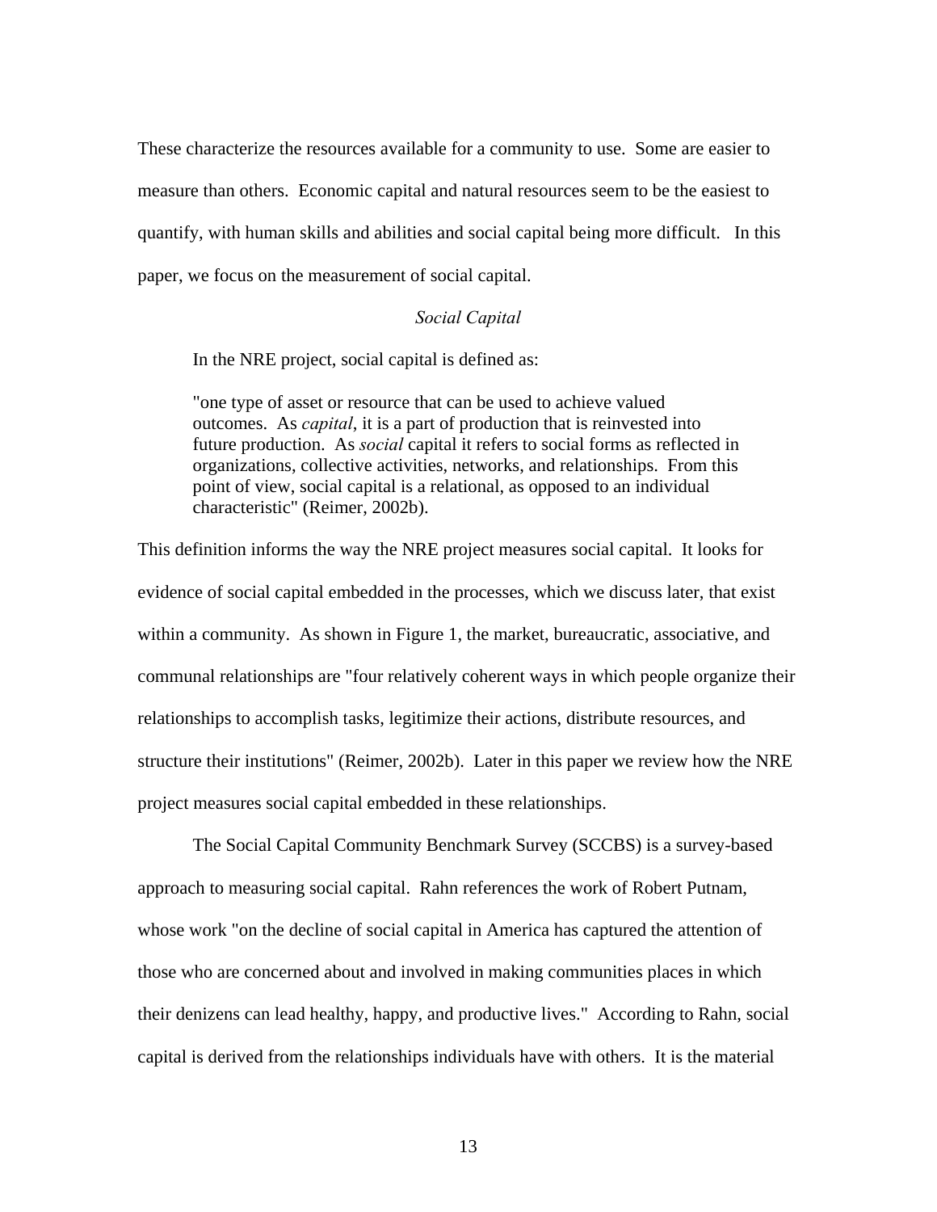These characterize the resources available for a community to use. Some are easier to measure than others. Economic capital and natural resources seem to be the easiest to quantify, with human skills and abilities and social capital being more difficult. In this paper, we focus on the measurement of social capital.

### *Social Capital*

> In the NRE project, social capital is defined as:
>
> "one type of asset or resource that can be used to achieve valued outcomes. As *capital*, it is a part of production that is reinvested into future production. As *social* capital it refers to social forms as reflected in organizations, collective activities, networks, and relationships. From this point of view, social capital is a relational, as opposed to an individual characteristic" (Reimer, 2002b).

This definition informs the way the NRE project measures social capital. It looks for evidence of social capital embedded in the processes, which we discuss later, that exist within a community. As shown in Figure 1, the market, bureaucratic, associative, and communal relationships are "four relatively coherent ways in which people organize their relationships to accomplish tasks, legitimize their actions, distribute resources, and structure their institutions" (Reimer, 2002b). Later in this paper we review how the NRE project measures social capital embedded in these relationships.

The Social Capital Community Benchmark Survey (SCCBS) is a survey-based approach to measuring social capital. Rahn references the work of Robert Putnam, whose work "on the decline of social capital in America has captured the attention of those who are concerned about and involved in making communities places in which their denizens can lead healthy, happy, and productive lives." According to Rahn, social capital is derived from the relationships individuals have with others. It is the material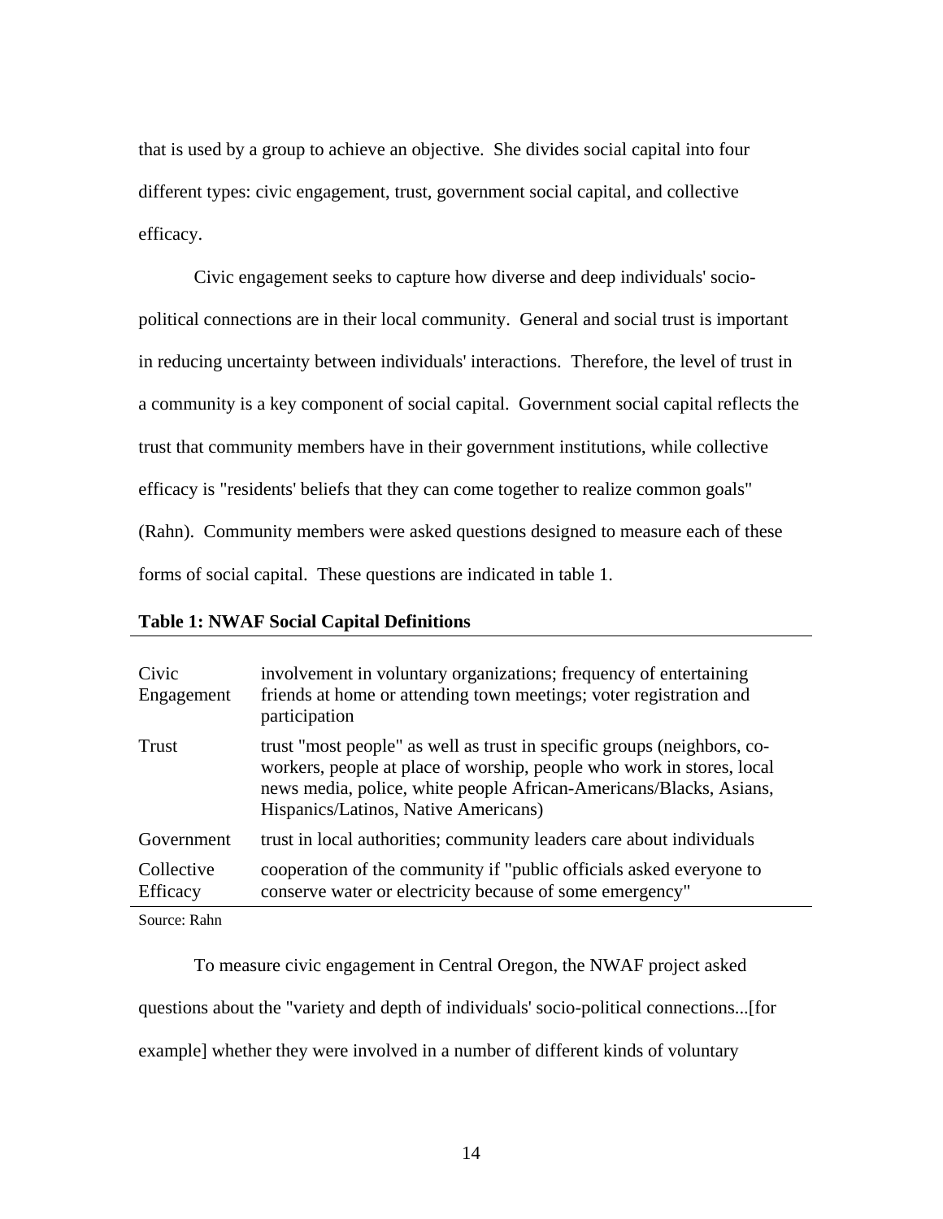that is used by a group to achieve an objective. She divides social capital into four different types: civic engagement, trust, government social capital, and collective efficacy.

Civic engagement seeks to capture how diverse and deep individuals' socio-political connections are in their local community. General and social trust is important in reducing uncertainty between individuals' interactions. Therefore, the level of trust in a community is a key component of social capital. Government social capital reflects the trust that community members have in their government institutions, while collective efficacy is "residents' beliefs that they can come together to realize common goals" (Rahn). Community members were asked questions designed to measure each of these forms of social capital. These questions are indicated in table 1.

**Table 1: NWAF Social Capital Definitions**

| | |
|---|---|
| Civic Engagement | involvement in voluntary organizations; frequency of entertaining friends at home or attending town meetings; voter registration and participation |
| Trust | trust "most people" as well as trust in specific groups (neighbors, co-workers, people at place of worship, people who work in stores, local news media, police, white people African-Americans/Blacks, Asians, Hispanics/Latinos, Native Americans) |
| Government | trust in local authorities; community leaders care about individuals |
| Collective Efficacy | cooperation of the community if "public officials asked everyone to conserve water or electricity because of some emergency" |

Source: Rahn

To measure civic engagement in Central Oregon, the NWAF project asked questions about the "variety and depth of individuals' socio-political connections...[for example] whether they were involved in a number of different kinds of voluntary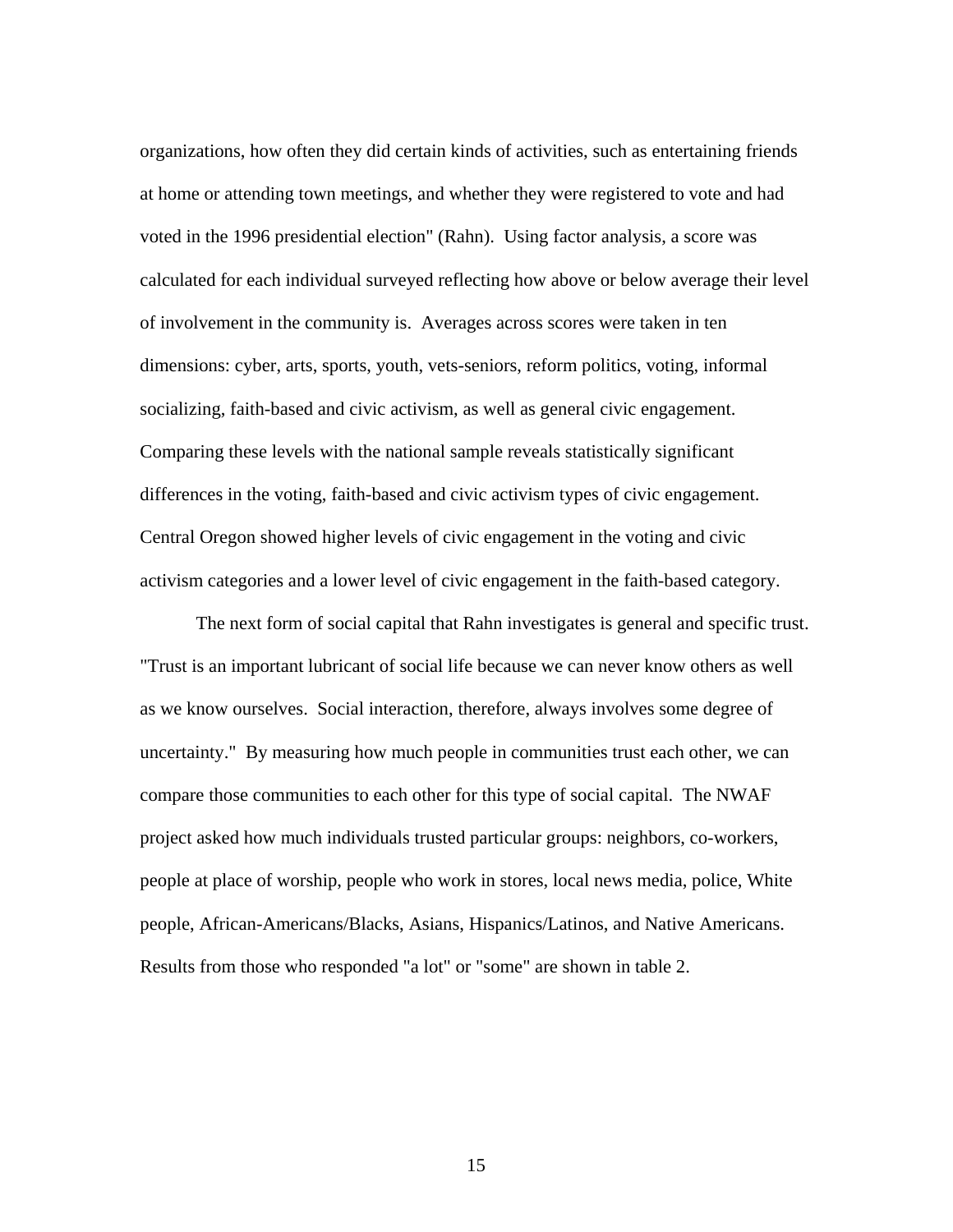organizations, how often they did certain kinds of activities, such as entertaining friends at home or attending town meetings, and whether they were registered to vote and had voted in the 1996 presidential election" (Rahn). Using factor analysis, a score was calculated for each individual surveyed reflecting how above or below average their level of involvement in the community is. Averages across scores were taken in ten dimensions: cyber, arts, sports, youth, vets-seniors, reform politics, voting, informal socializing, faith-based and civic activism, as well as general civic engagement. Comparing these levels with the national sample reveals statistically significant differences in the voting, faith-based and civic activism types of civic engagement. Central Oregon showed higher levels of civic engagement in the voting and civic activism categories and a lower level of civic engagement in the faith-based category.

The next form of social capital that Rahn investigates is general and specific trust. "Trust is an important lubricant of social life because we can never know others as well as we know ourselves. Social interaction, therefore, always involves some degree of uncertainty." By measuring how much people in communities trust each other, we can compare those communities to each other for this type of social capital. The NWAF project asked how much individuals trusted particular groups: neighbors, co-workers, people at place of worship, people who work in stores, local news media, police, White people, African-Americans/Blacks, Asians, Hispanics/Latinos, and Native Americans. Results from those who responded "a lot" or "some" are shown in table 2.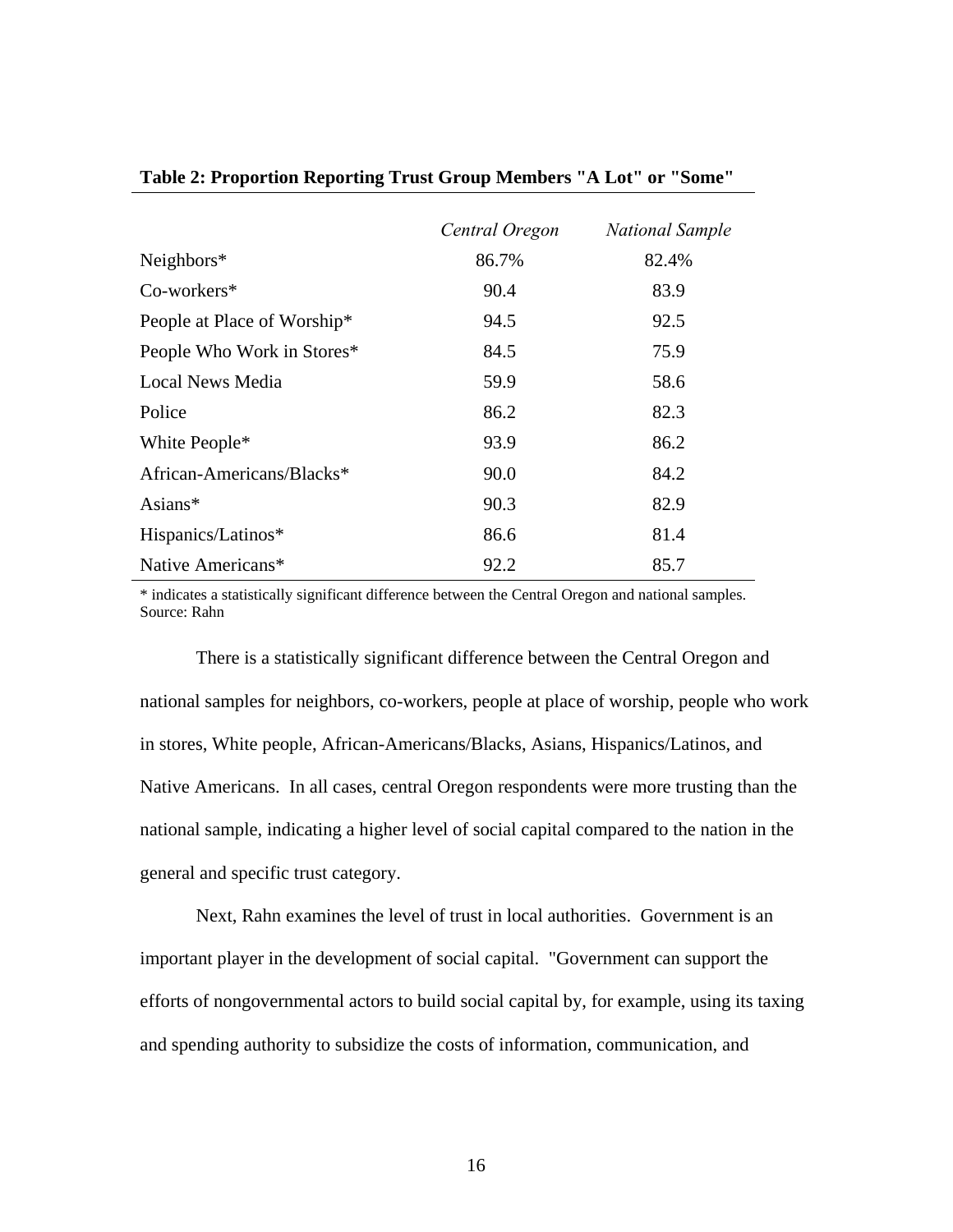**Table 2: Proportion Reporting Trust Group Members "A Lot" or "Some"**

| | *Central Oregon* | *National Sample* |
|---|---|---|
| Neighbors* | 86.7% | 82.4% |
| Co-workers* | 90.4 | 83.9 |
| People at Place of Worship* | 94.5 | 92.5 |
| People Who Work in Stores* | 84.5 | 75.9 |
| Local News Media | 59.9 | 58.6 |
| Police | 86.2 | 82.3 |
| White People* | 93.9 | 86.2 |
| African-Americans/Blacks* | 90.0 | 84.2 |
| Asians* | 90.3 | 82.9 |
| Hispanics/Latinos* | 86.6 | 81.4 |
| Native Americans* | 92.2 | 85.7 |

\* indicates a statistically significant difference between the Central Oregon and national samples.
Source: Rahn

There is a statistically significant difference between the Central Oregon and national samples for neighbors, co-workers, people at place of worship, people who work in stores, White people, African-Americans/Blacks, Asians, Hispanics/Latinos, and Native Americans. In all cases, central Oregon respondents were more trusting than the national sample, indicating a higher level of social capital compared to the nation in the general and specific trust category.

Next, Rahn examines the level of trust in local authorities. Government is an important player in the development of social capital. "Government can support the efforts of nongovernmental actors to build social capital by, for example, using its taxing and spending authority to subsidize the costs of information, communication, and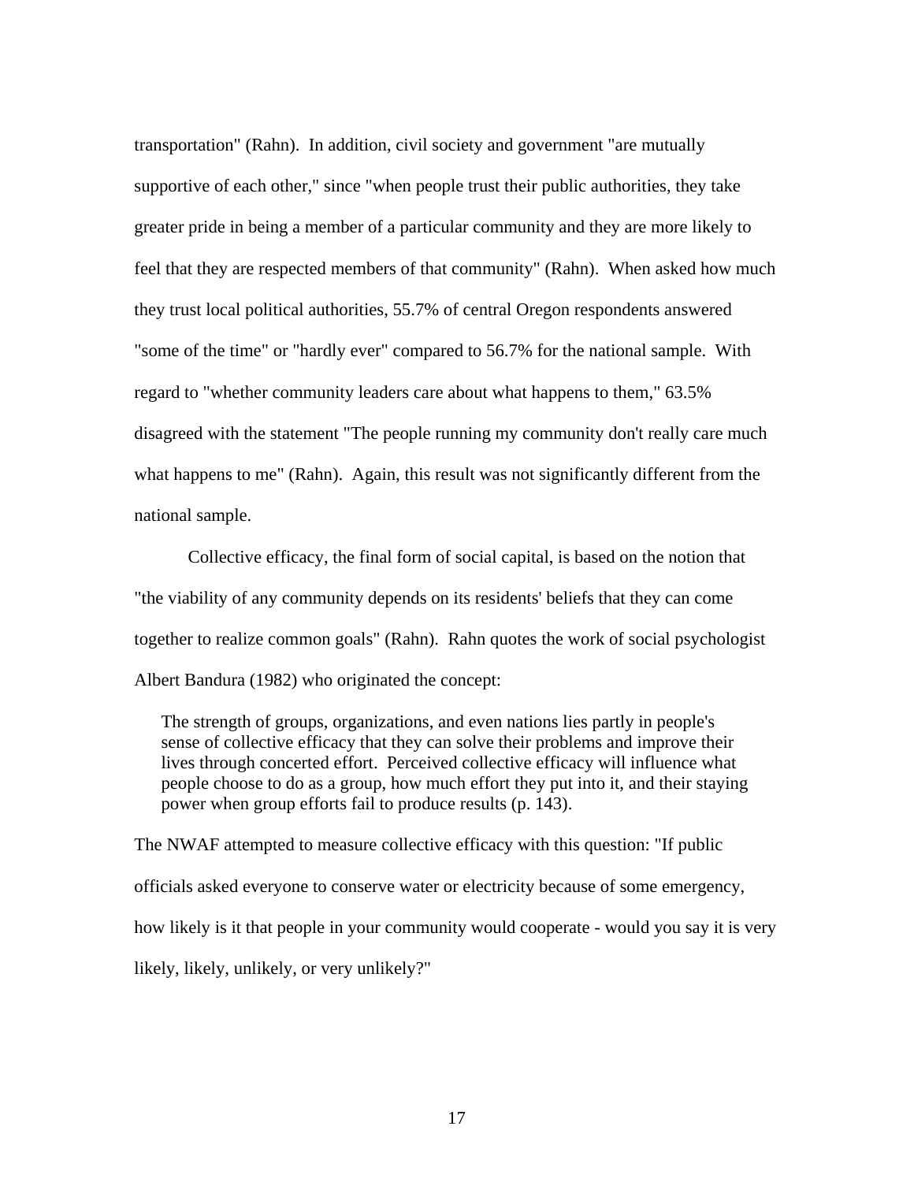transportation" (Rahn). In addition, civil society and government "are mutually supportive of each other," since "when people trust their public authorities, they take greater pride in being a member of a particular community and they are more likely to feel that they are respected members of that community" (Rahn). When asked how much they trust local political authorities, 55.7% of central Oregon respondents answered "some of the time" or "hardly ever" compared to 56.7% for the national sample. With regard to "whether community leaders care about what happens to them," 63.5% disagreed with the statement "The people running my community don't really care much what happens to me" (Rahn). Again, this result was not significantly different from the national sample.

Collective efficacy, the final form of social capital, is based on the notion that "the viability of any community depends on its residents' beliefs that they can come together to realize common goals" (Rahn). Rahn quotes the work of social psychologist Albert Bandura (1982) who originated the concept:

> The strength of groups, organizations, and even nations lies partly in people's sense of collective efficacy that they can solve their problems and improve their lives through concerted effort. Perceived collective efficacy will influence what people choose to do as a group, how much effort they put into it, and their staying power when group efforts fail to produce results (p. 143).

The NWAF attempted to measure collective efficacy with this question: "If public officials asked everyone to conserve water or electricity because of some emergency, how likely is it that people in your community would cooperate - would you say it is very likely, likely, unlikely, or very unlikely?"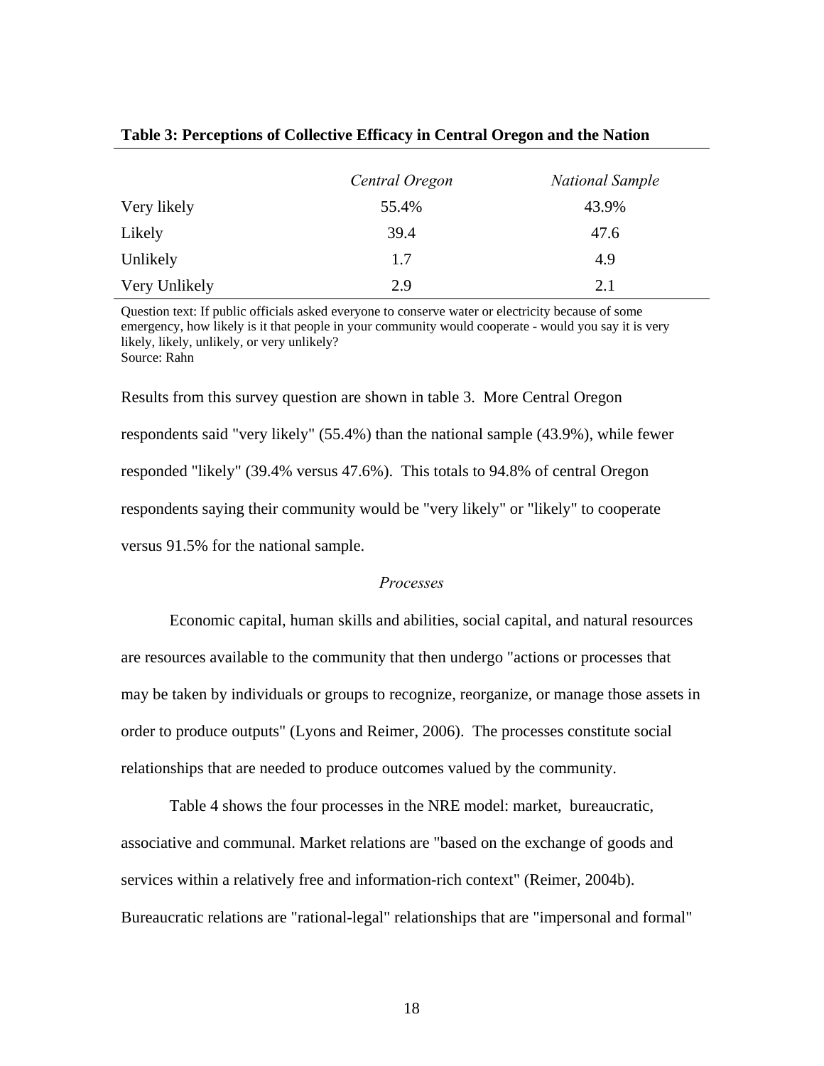**Table 3: Perceptions of Collective Efficacy in Central Oregon and the Nation**

| | *Central Oregon* | *National Sample* |
|---|---|---|
| Very likely | 55.4% | 43.9% |
| Likely | 39.4 | 47.6 |
| Unlikely | 1.7 | 4.9 |
| Very Unlikely | 2.9 | 2.1 |

Question text: If public officials asked everyone to conserve water or electricity because of some emergency, how likely is it that people in your community would cooperate - would you say it is very likely, likely, unlikely, or very unlikely?
Source: Rahn

Results from this survey question are shown in table 3. More Central Oregon respondents said "very likely" (55.4%) than the national sample (43.9%), while fewer responded "likely" (39.4% versus 47.6%). This totals to 94.8% of central Oregon respondents saying their community would be "very likely" or "likely" to cooperate versus 91.5% for the national sample.

*Processes*

Economic capital, human skills and abilities, social capital, and natural resources are resources available to the community that then undergo "actions or processes that may be taken by individuals or groups to recognize, reorganize, or manage those assets in order to produce outputs" (Lyons and Reimer, 2006). The processes constitute social relationships that are needed to produce outcomes valued by the community.

Table 4 shows the four processes in the NRE model: market, bureaucratic, associative and communal. Market relations are "based on the exchange of goods and services within a relatively free and information-rich context" (Reimer, 2004b). Bureaucratic relations are "rational-legal" relationships that are "impersonal and formal"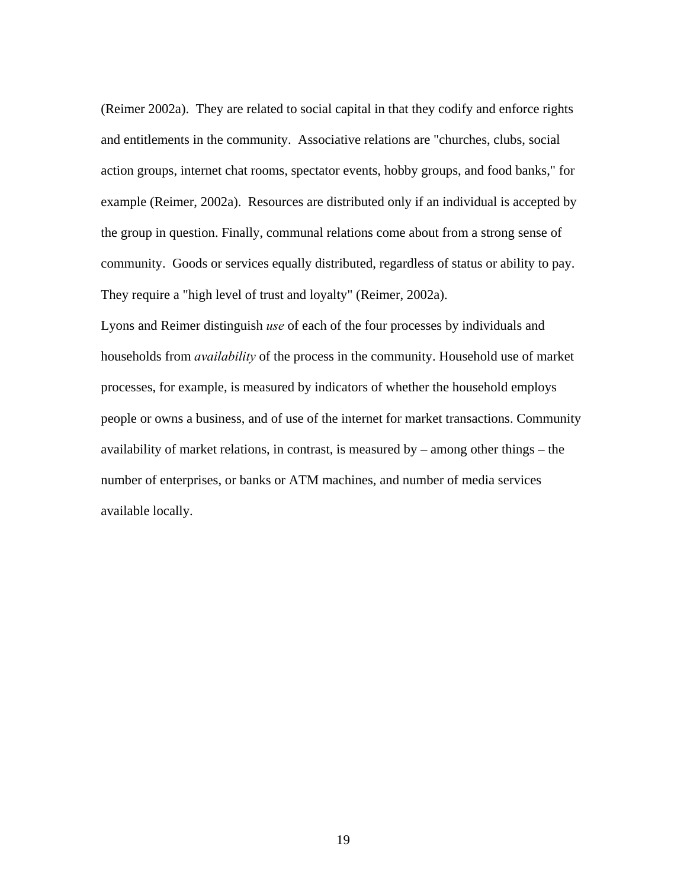(Reimer 2002a). They are related to social capital in that they codify and enforce rights and entitlements in the community. Associative relations are "churches, clubs, social action groups, internet chat rooms, spectator events, hobby groups, and food banks," for example (Reimer, 2002a). Resources are distributed only if an individual is accepted by the group in question. Finally, communal relations come about from a strong sense of community. Goods or services equally distributed, regardless of status or ability to pay. They require a "high level of trust and loyalty" (Reimer, 2002a).

Lyons and Reimer distinguish *use* of each of the four processes by individuals and households from *availability* of the process in the community. Household use of market processes, for example, is measured by indicators of whether the household employs people or owns a business, and of use of the internet for market transactions. Community availability of market relations, in contrast, is measured by – among other things – the number of enterprises, or banks or ATM machines, and number of media services available locally.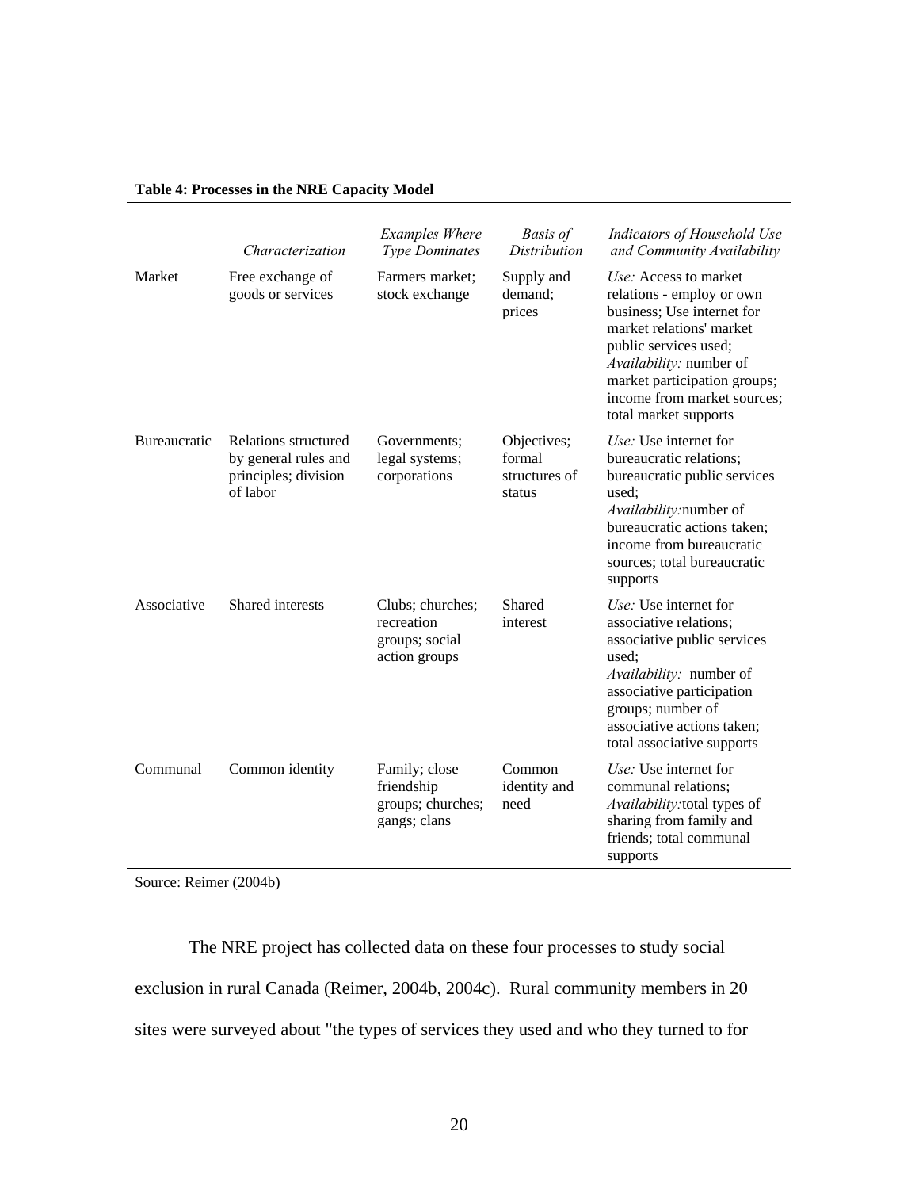**Table 4: Processes in the NRE Capacity Model**

| | *Characterization* | *Examples Where Type Dominates* | *Basis of Distribution* | *Indicators of Household Use and Community Availability* |
|---|---|---|---|---|
| Market | Free exchange of goods or services | Farmers market; stock exchange | Supply and demand; prices | *Use:* Access to market relations - employ or own business; Use internet for market relations' market public services used; *Availability:* number of market participation groups; income from market sources; total market supports |
| Bureaucratic | Relations structured by general rules and principles; division of labor | Governments; legal systems; corporations | Objectives; formal structures of status | *Use:* Use internet for bureaucratic relations; bureaucratic public services used; *Availability:*number of bureaucratic actions taken; income from bureaucratic sources; total bureaucratic supports |
| Associative | Shared interests | Clubs; churches; recreation groups; social action groups | Shared interest | *Use:* Use internet for associative relations; associative public services used; *Availability:* number of associative participation groups; number of associative actions taken; total associative supports |
| Communal | Common identity | Family; close friendship groups; churches; gangs; clans | Common identity and need | *Use:* Use internet for communal relations; *Availability:*total types of sharing from family and friends; total communal supports |

Source: Reimer (2004b)

The NRE project has collected data on these four processes to study social exclusion in rural Canada (Reimer, 2004b, 2004c). Rural community members in 20 sites were surveyed about "the types of services they used and who they turned to for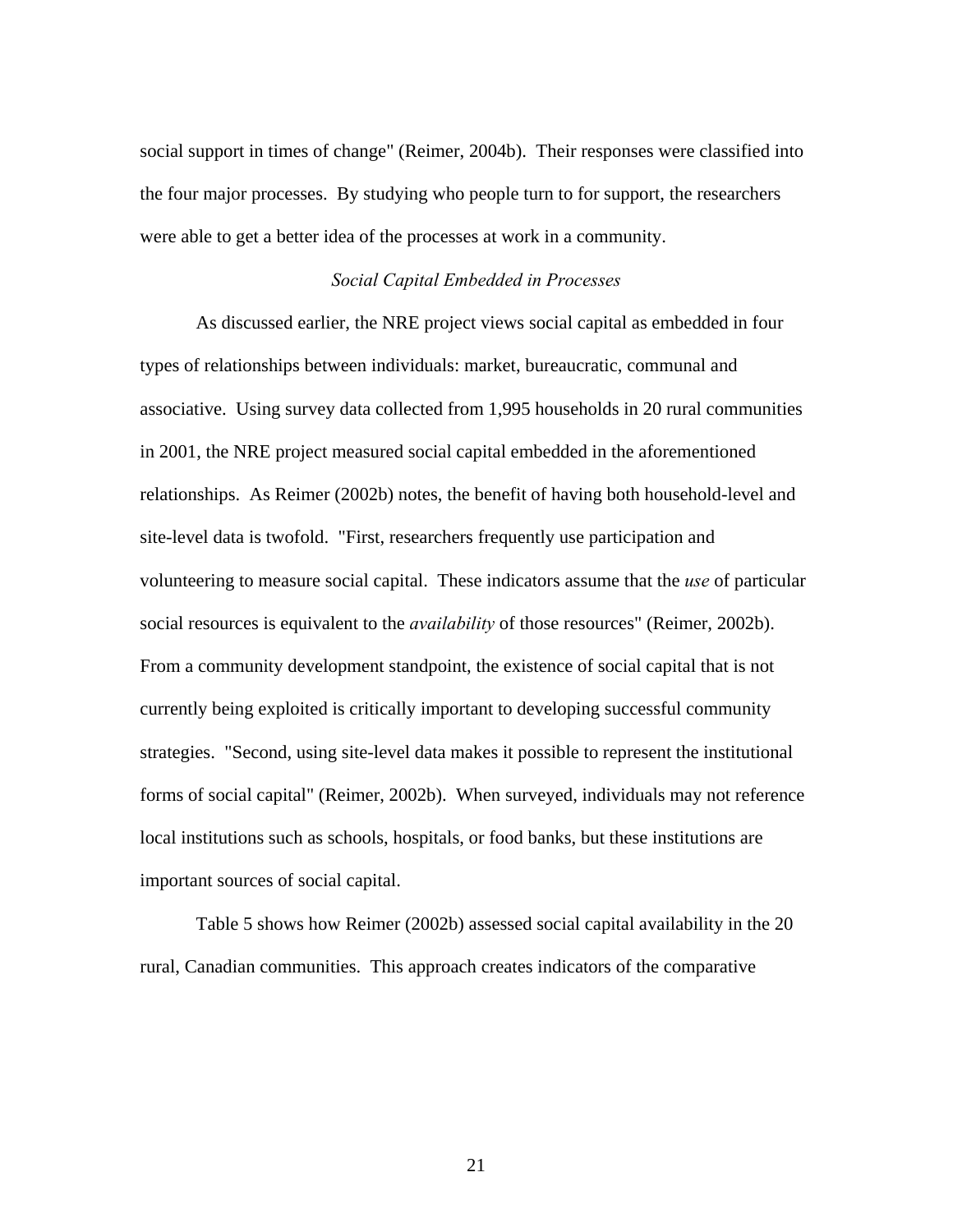social support in times of change" (Reimer, 2004b). Their responses were classified into the four major processes. By studying who people turn to for support, the researchers were able to get a better idea of the processes at work in a community.

### *Social Capital Embedded in Processes*

As discussed earlier, the NRE project views social capital as embedded in four types of relationships between individuals: market, bureaucratic, communal and associative. Using survey data collected from 1,995 households in 20 rural communities in 2001, the NRE project measured social capital embedded in the aforementioned relationships. As Reimer (2002b) notes, the benefit of having both household-level and site-level data is twofold. "First, researchers frequently use participation and volunteering to measure social capital. These indicators assume that the *use* of particular social resources is equivalent to the *availability* of those resources" (Reimer, 2002b). From a community development standpoint, the existence of social capital that is not currently being exploited is critically important to developing successful community strategies. "Second, using site-level data makes it possible to represent the institutional forms of social capital" (Reimer, 2002b). When surveyed, individuals may not reference local institutions such as schools, hospitals, or food banks, but these institutions are important sources of social capital.

Table 5 shows how Reimer (2002b) assessed social capital availability in the 20 rural, Canadian communities. This approach creates indicators of the comparative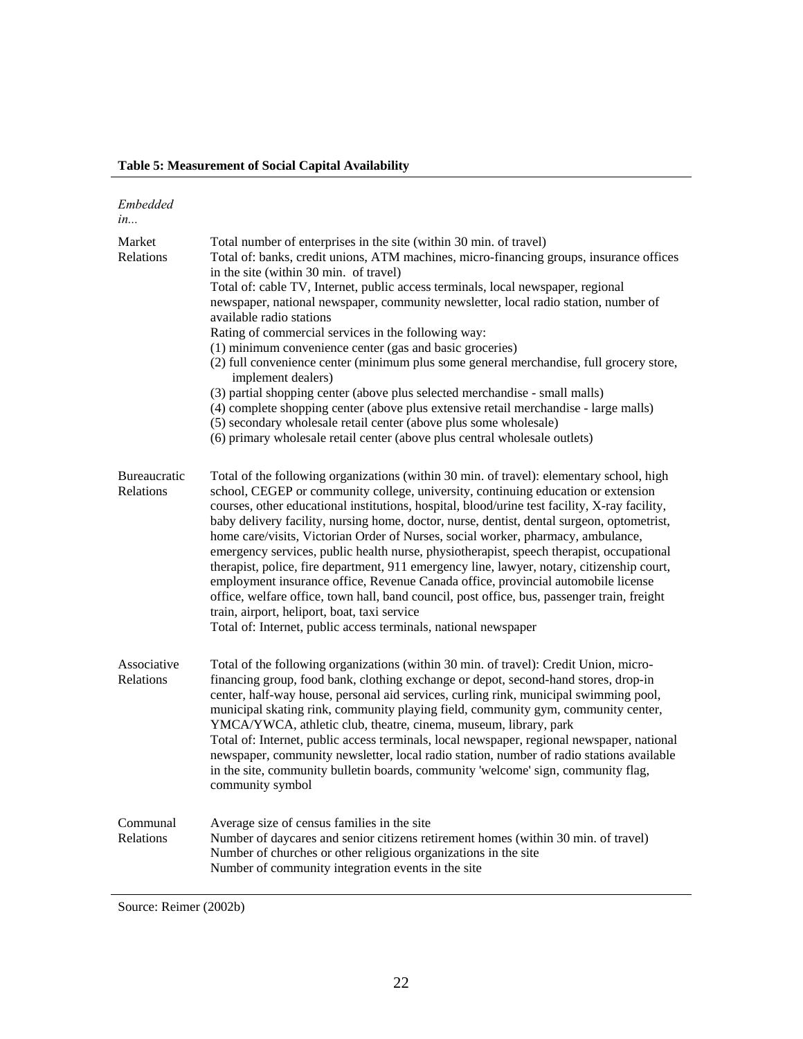**Table 5: Measurement of Social Capital Availability**

| *Embedded in...* | |
|---|---|
| Market Relations | Total number of enterprises in the site (within 30 min. of travel)<br>Total of: banks, credit unions, ATM machines, micro-financing groups, insurance offices in the site (within 30 min. of travel)<br>Total of: cable TV, Internet, public access terminals, local newspaper, regional newspaper, national newspaper, community newsletter, local radio station, number of available radio stations<br>Rating of commercial services in the following way:<br>(1) minimum convenience center (gas and basic groceries)<br>(2) full convenience center (minimum plus some general merchandise, full grocery store, implement dealers)<br>(3) partial shopping center (above plus selected merchandise - small malls)<br>(4) complete shopping center (above plus extensive retail merchandise - large malls)<br>(5) secondary wholesale retail center (above plus some wholesale)<br>(6) primary wholesale retail center (above plus central wholesale outlets) |
| Bureaucratic Relations | Total of the following organizations (within 30 min. of travel): elementary school, high school, CEGEP or community college, university, continuing education or extension courses, other educational institutions, hospital, blood/urine test facility, X-ray facility, baby delivery facility, nursing home, doctor, nurse, dentist, dental surgeon, optometrist, home care/visits, Victorian Order of Nurses, social worker, pharmacy, ambulance, emergency services, public health nurse, physiotherapist, speech therapist, occupational therapist, police, fire department, 911 emergency line, lawyer, notary, citizenship court, employment insurance office, Revenue Canada office, provincial automobile license office, welfare office, town hall, band council, post office, bus, passenger train, freight train, airport, heliport, boat, taxi service<br>Total of: Internet, public access terminals, national newspaper |
| Associative Relations | Total of the following organizations (within 30 min. of travel): Credit Union, micro-financing group, food bank, clothing exchange or depot, second-hand stores, drop-in center, half-way house, personal aid services, curling rink, municipal swimming pool, municipal skating rink, community playing field, community gym, community center, YMCA/YWCA, athletic club, theatre, cinema, museum, library, park<br>Total of: Internet, public access terminals, local newspaper, regional newspaper, national newspaper, community newsletter, local radio station, number of radio stations available in the site, community bulletin boards, community 'welcome' sign, community flag, community symbol |
| Communal Relations | Average size of census families in the site<br>Number of daycares and senior citizens retirement homes (within 30 min. of travel)<br>Number of churches or other religious organizations in the site<br>Number of community integration events in the site |

Source: Reimer (2002b)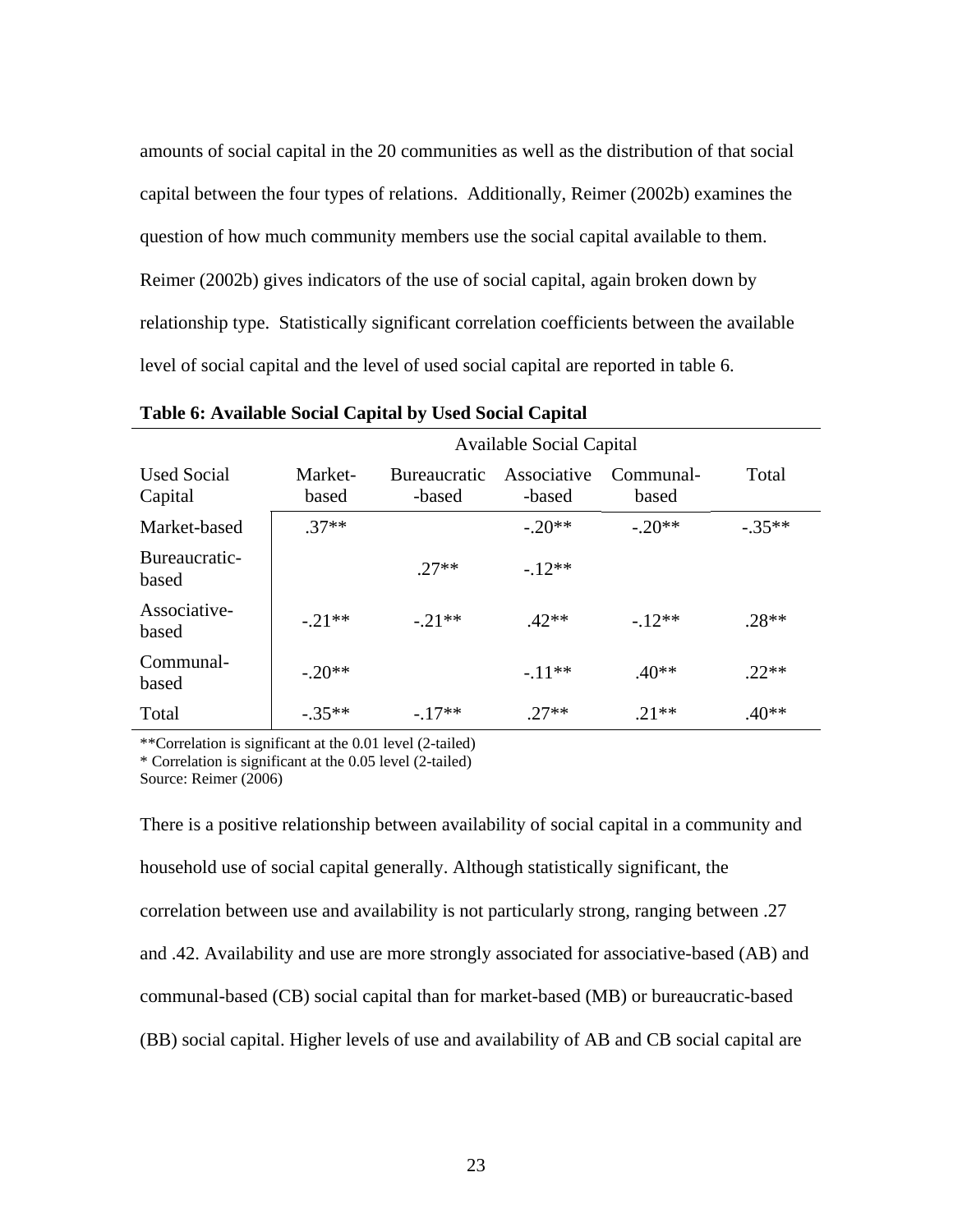amounts of social capital in the 20 communities as well as the distribution of that social capital between the four types of relations. Additionally, Reimer (2002b) examines the question of how much community members use the social capital available to them. Reimer (2002b) gives indicators of the use of social capital, again broken down by relationship type. Statistically significant correlation coefficients between the available level of social capital and the level of used social capital are reported in table 6.

**Table 6: Available Social Capital by Used Social Capital**

| | Available Social Capital | | | | |
|---|---|---|---|---|---|
| Used Social Capital | Market-based | Bureaucratic-based | Associative-based | Communal-based | Total |
| Market-based | .37** | | -.20** | -.20** | -.35** |
| Bureaucratic-based | | .27** | -.12** | | |
| Associative-based | -.21** | -.21** | .42** | -.12** | .28** |
| Communal-based | -.20** | | -.11** | .40** | .22** |
| Total | -.35** | -.17** | .27** | .21** | .40** |

**Correlation is significant at the 0.01 level (2-tailed)
* Correlation is significant at the 0.05 level (2-tailed)
Source: Reimer (2006)

There is a positive relationship between availability of social capital in a community and household use of social capital generally. Although statistically significant, the correlation between use and availability is not particularly strong, ranging between .27 and .42. Availability and use are more strongly associated for associative-based (AB) and communal-based (CB) social capital than for market-based (MB) or bureaucratic-based (BB) social capital. Higher levels of use and availability of AB and CB social capital are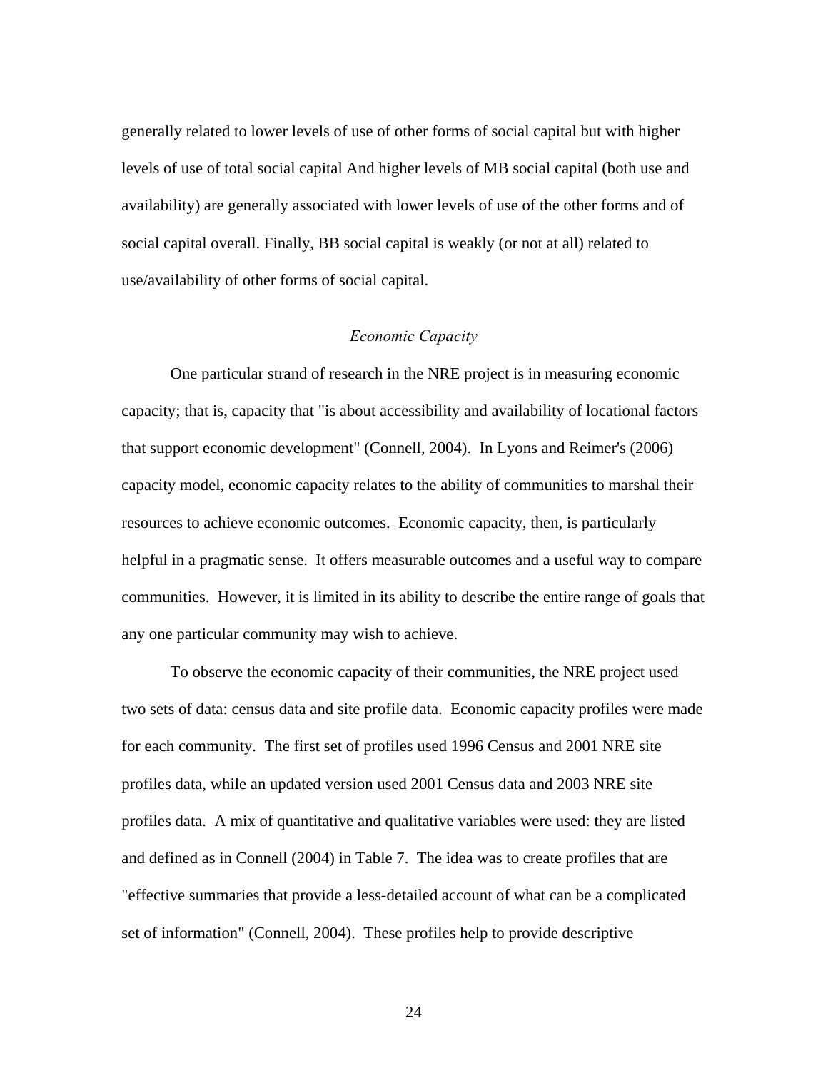generally related to lower levels of use of other forms of social capital but with higher levels of use of total social capital And higher levels of MB social capital (both use and availability) are generally associated with lower levels of use of the other forms and of social capital overall. Finally, BB social capital is weakly (or not at all) related to use/availability of other forms of social capital.

### *Economic Capacity*

One particular strand of research in the NRE project is in measuring economic capacity; that is, capacity that "is about accessibility and availability of locational factors that support economic development" (Connell, 2004). In Lyons and Reimer's (2006) capacity model, economic capacity relates to the ability of communities to marshal their resources to achieve economic outcomes. Economic capacity, then, is particularly helpful in a pragmatic sense. It offers measurable outcomes and a useful way to compare communities. However, it is limited in its ability to describe the entire range of goals that any one particular community may wish to achieve.

To observe the economic capacity of their communities, the NRE project used two sets of data: census data and site profile data. Economic capacity profiles were made for each community. The first set of profiles used 1996 Census and 2001 NRE site profiles data, while an updated version used 2001 Census data and 2003 NRE site profiles data. A mix of quantitative and qualitative variables were used: they are listed and defined as in Connell (2004) in Table 7. The idea was to create profiles that are "effective summaries that provide a less-detailed account of what can be a complicated set of information" (Connell, 2004). These profiles help to provide descriptive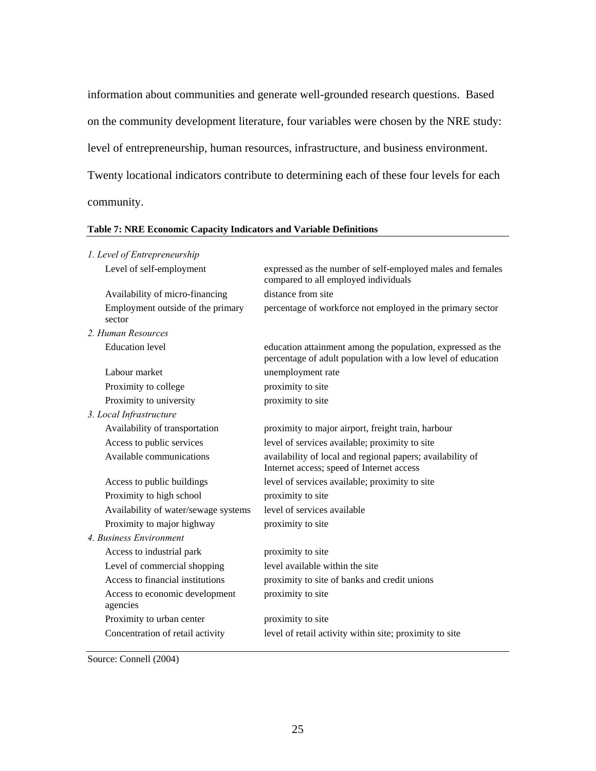information about communities and generate well-grounded research questions. Based on the community development literature, four variables were chosen by the NRE study: level of entrepreneurship, human resources, infrastructure, and business environment. Twenty locational indicators contribute to determining each of these four levels for each community.

**Table 7: NRE Economic Capacity Indicators and Variable Definitions**

| Indicator | Definition |
|---|---|
| *1. Level of Entrepreneurship* | |
| Level of self-employment | expressed as the number of self-employed males and females compared to all employed individuals |
| Availability of micro-financing | distance from site |
| Employment outside of the primary sector | percentage of workforce not employed in the primary sector |
| *2. Human Resources* | |
| Education level | education attainment among the population, expressed as the percentage of adult population with a low level of education |
| Labour market | unemployment rate |
| Proximity to college | proximity to site |
| Proximity to university | proximity to site |
| *3. Local Infrastructure* | |
| Availability of transportation | proximity to major airport, freight train, harbour |
| Access to public services | level of services available; proximity to site |
| Available communications | availability of local and regional papers; availability of Internet access; speed of Internet access |
| Access to public buildings | level of services available; proximity to site |
| Proximity to high school | proximity to site |
| Availability of water/sewage systems | level of services available |
| Proximity to major highway | proximity to site |
| *4. Business Environment* | |
| Access to industrial park | proximity to site |
| Level of commercial shopping | level available within the site |
| Access to financial institutions | proximity to site of banks and credit unions |
| Access to economic development agencies | proximity to site |
| Proximity to urban center | proximity to site |
| Concentration of retail activity | level of retail activity within site; proximity to site |

Source: Connell (2004)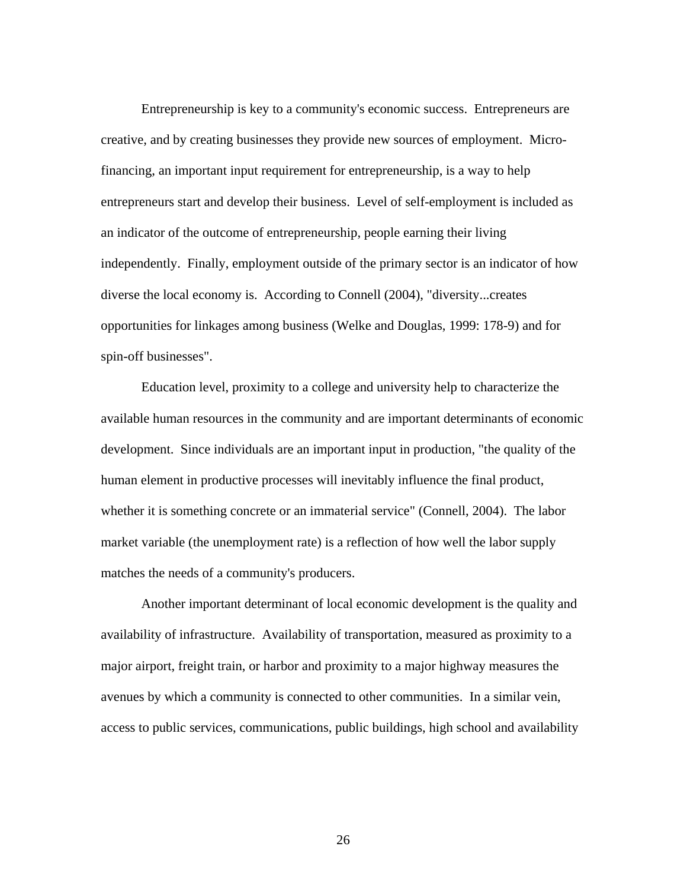Entrepreneurship is key to a community's economic success. Entrepreneurs are creative, and by creating businesses they provide new sources of employment. Micro-financing, an important input requirement for entrepreneurship, is a way to help entrepreneurs start and develop their business. Level of self-employment is included as an indicator of the outcome of entrepreneurship, people earning their living independently. Finally, employment outside of the primary sector is an indicator of how diverse the local economy is. According to Connell (2004), "diversity...creates opportunities for linkages among business (Welke and Douglas, 1999: 178-9) and for spin-off businesses".

Education level, proximity to a college and university help to characterize the available human resources in the community and are important determinants of economic development. Since individuals are an important input in production, "the quality of the human element in productive processes will inevitably influence the final product, whether it is something concrete or an immaterial service" (Connell, 2004). The labor market variable (the unemployment rate) is a reflection of how well the labor supply matches the needs of a community's producers.

Another important determinant of local economic development is the quality and availability of infrastructure. Availability of transportation, measured as proximity to a major airport, freight train, or harbor and proximity to a major highway measures the avenues by which a community is connected to other communities. In a similar vein, access to public services, communications, public buildings, high school and availability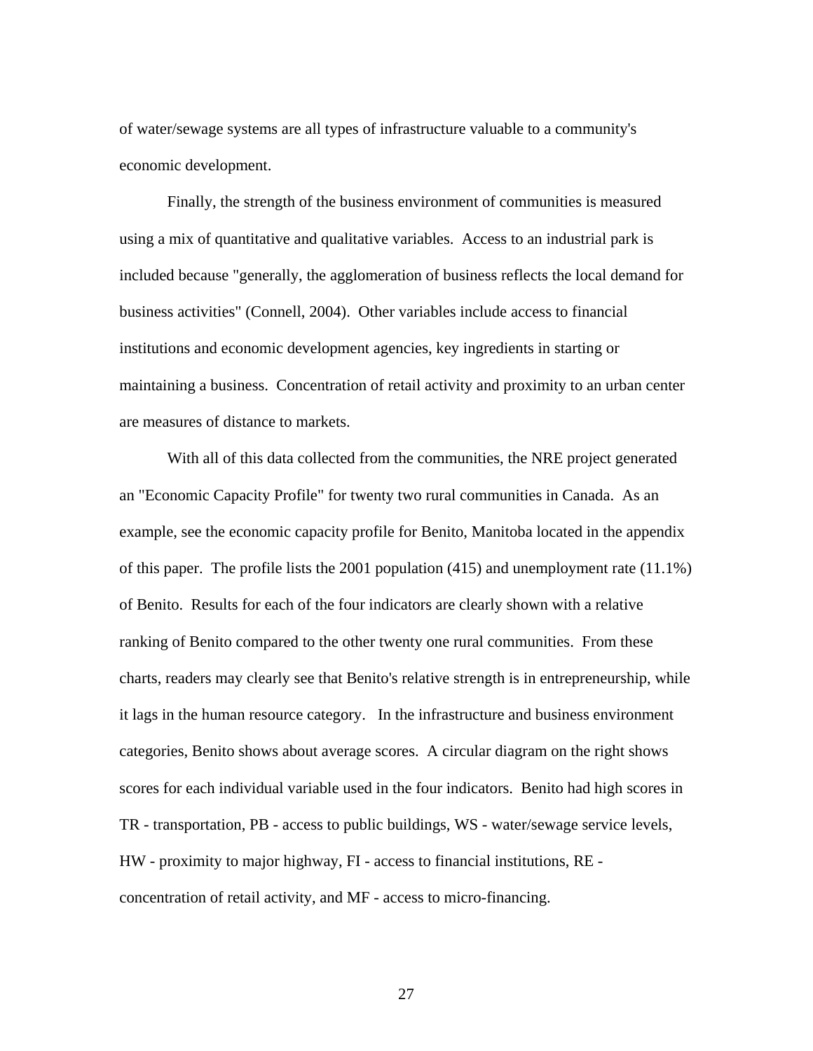of water/sewage systems are all types of infrastructure valuable to a community's economic development.

Finally, the strength of the business environment of communities is measured using a mix of quantitative and qualitative variables. Access to an industrial park is included because "generally, the agglomeration of business reflects the local demand for business activities" (Connell, 2004). Other variables include access to financial institutions and economic development agencies, key ingredients in starting or maintaining a business. Concentration of retail activity and proximity to an urban center are measures of distance to markets.

With all of this data collected from the communities, the NRE project generated an "Economic Capacity Profile" for twenty two rural communities in Canada. As an example, see the economic capacity profile for Benito, Manitoba located in the appendix of this paper. The profile lists the 2001 population (415) and unemployment rate (11.1%) of Benito. Results for each of the four indicators are clearly shown with a relative ranking of Benito compared to the other twenty one rural communities. From these charts, readers may clearly see that Benito's relative strength is in entrepreneurship, while it lags in the human resource category. In the infrastructure and business environment categories, Benito shows about average scores. A circular diagram on the right shows scores for each individual variable used in the four indicators. Benito had high scores in TR - transportation, PB - access to public buildings, WS - water/sewage service levels, HW - proximity to major highway, FI - access to financial institutions, RE - concentration of retail activity, and MF - access to micro-financing.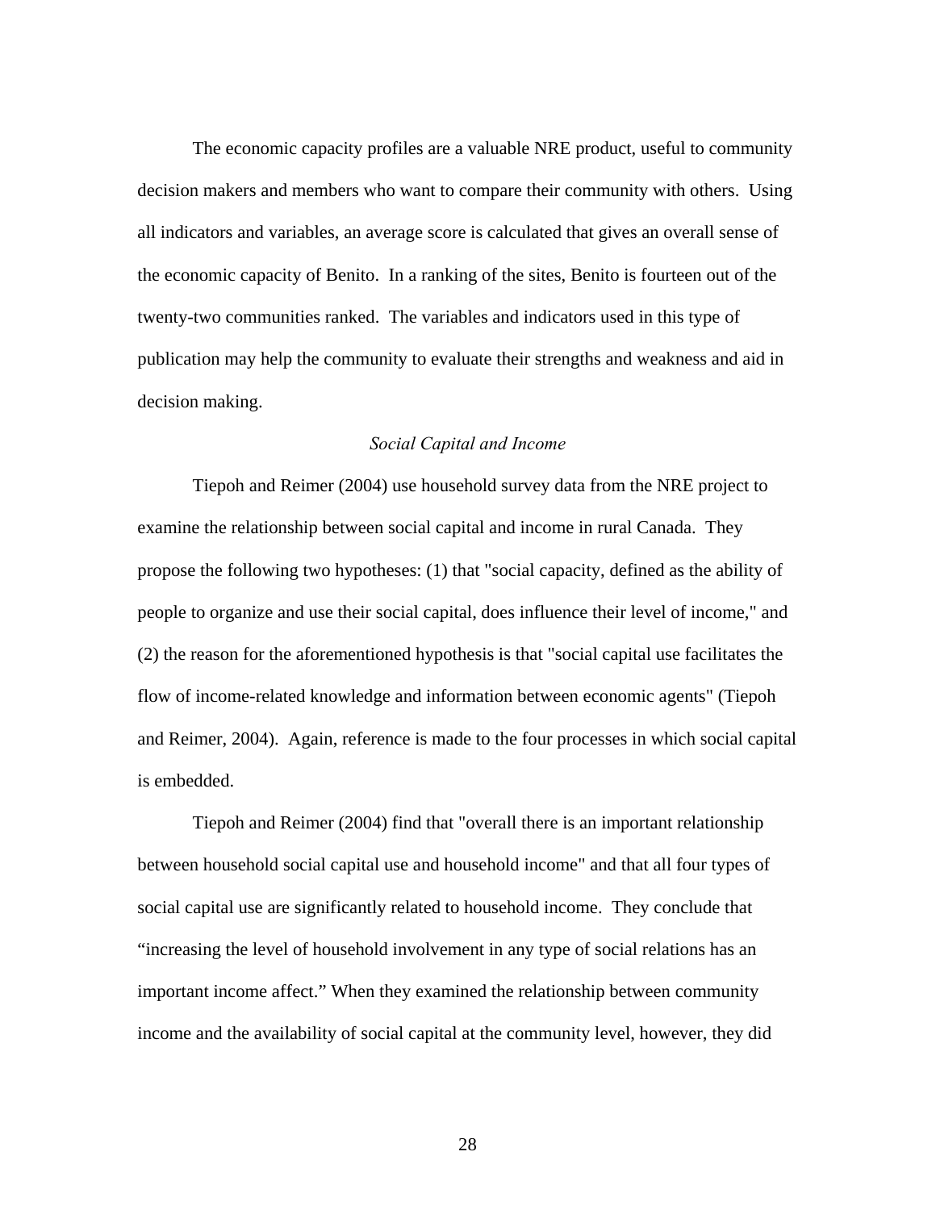The economic capacity profiles are a valuable NRE product, useful to community decision makers and members who want to compare their community with others. Using all indicators and variables, an average score is calculated that gives an overall sense of the economic capacity of Benito. In a ranking of the sites, Benito is fourteen out of the twenty-two communities ranked. The variables and indicators used in this type of publication may help the community to evaluate their strengths and weakness and aid in decision making.

### *Social Capital and Income*

Tiepoh and Reimer (2004) use household survey data from the NRE project to examine the relationship between social capital and income in rural Canada. They propose the following two hypotheses: (1) that "social capacity, defined as the ability of people to organize and use their social capital, does influence their level of income," and (2) the reason for the aforementioned hypothesis is that "social capital use facilitates the flow of income-related knowledge and information between economic agents" (Tiepoh and Reimer, 2004). Again, reference is made to the four processes in which social capital is embedded.

Tiepoh and Reimer (2004) find that "overall there is an important relationship between household social capital use and household income" and that all four types of social capital use are significantly related to household income. They conclude that "increasing the level of household involvement in any type of social relations has an important income affect." When they examined the relationship between community income and the availability of social capital at the community level, however, they did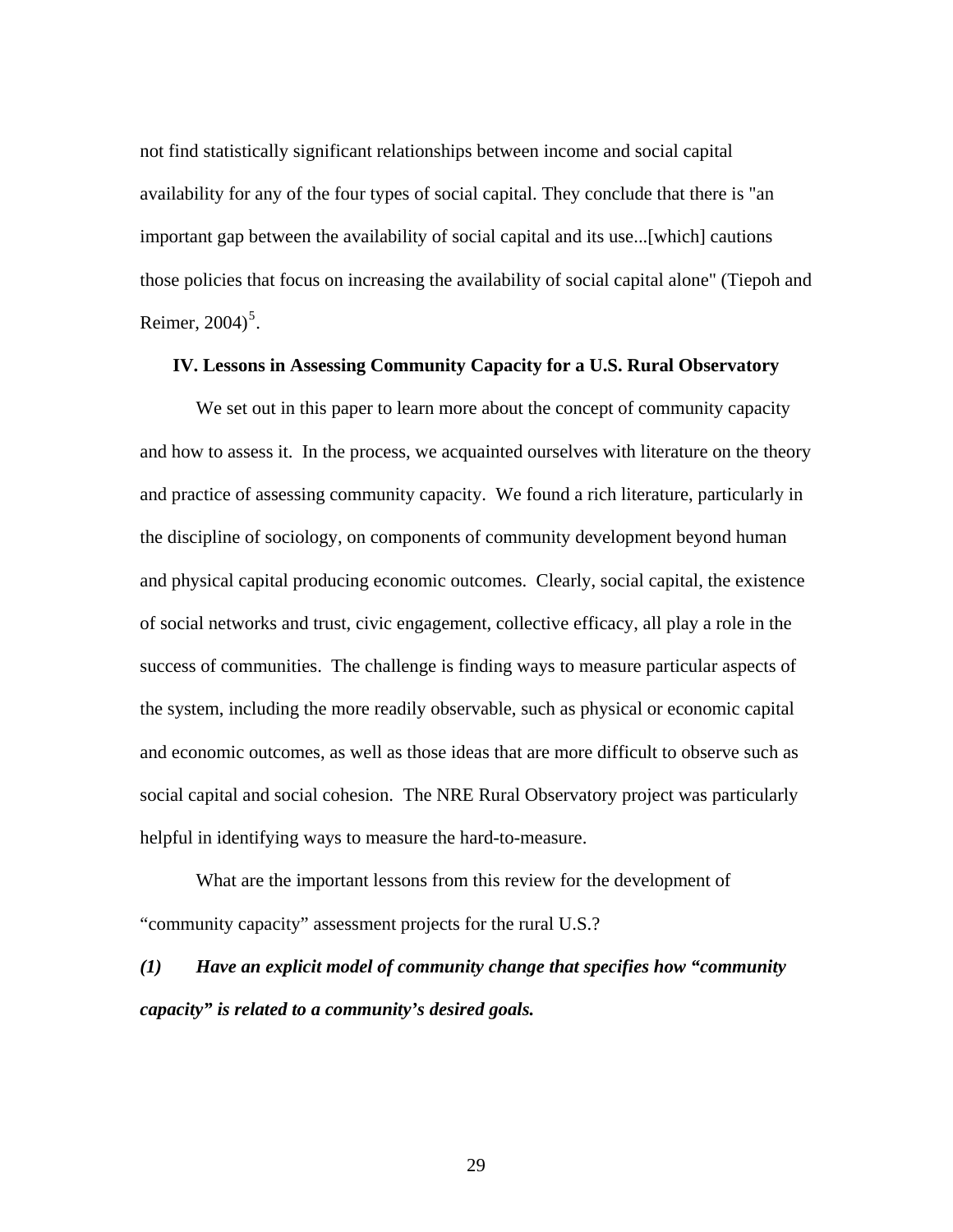not find statistically significant relationships between income and social capital availability for any of the four types of social capital. They conclude that there is "an important gap between the availability of social capital and its use...[which] cautions those policies that focus on increasing the availability of social capital alone" (Tiepoh and Reimer, 2004)[5].

## IV. Lessons in Assessing Community Capacity for a U.S. Rural Observatory

We set out in this paper to learn more about the concept of community capacity and how to assess it. In the process, we acquainted ourselves with literature on the theory and practice of assessing community capacity. We found a rich literature, particularly in the discipline of sociology, on components of community development beyond human and physical capital producing economic outcomes. Clearly, social capital, the existence of social networks and trust, civic engagement, collective efficacy, all play a role in the success of communities. The challenge is finding ways to measure particular aspects of the system, including the more readily observable, such as physical or economic capital and economic outcomes, as well as those ideas that are more difficult to observe such as social capital and social cohesion. The NRE Rural Observatory project was particularly helpful in identifying ways to measure the hard-to-measure.

What are the important lessons from this review for the development of "community capacity" assessment projects for the rural U.S.?

***(1) Have an explicit model of community change that specifies how "community capacity" is related to a community's desired goals.***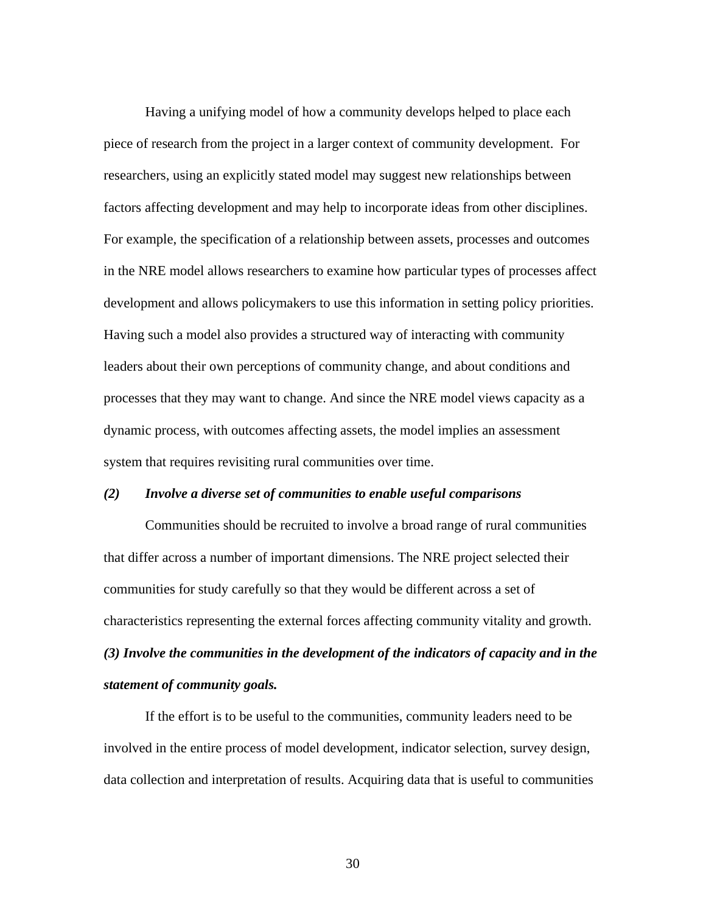Having a unifying model of how a community develops helped to place each piece of research from the project in a larger context of community development. For researchers, using an explicitly stated model may suggest new relationships between factors affecting development and may help to incorporate ideas from other disciplines. For example, the specification of a relationship between assets, processes and outcomes in the NRE model allows researchers to examine how particular types of processes affect development and allows policymakers to use this information in setting policy priorities. Having such a model also provides a structured way of interacting with community leaders about their own perceptions of community change, and about conditions and processes that they may want to change. And since the NRE model views capacity as a dynamic process, with outcomes affecting assets, the model implies an assessment system that requires revisiting rural communities over time.

***(2) Involve a diverse set of communities to enable useful comparisons***

Communities should be recruited to involve a broad range of rural communities that differ across a number of important dimensions. The NRE project selected their communities for study carefully so that they would be different across a set of characteristics representing the external forces affecting community vitality and growth.

***(3) Involve the communities in the development of the indicators of capacity and in the statement of community goals.***

If the effort is to be useful to the communities, community leaders need to be involved in the entire process of model development, indicator selection, survey design, data collection and interpretation of results. Acquiring data that is useful to communities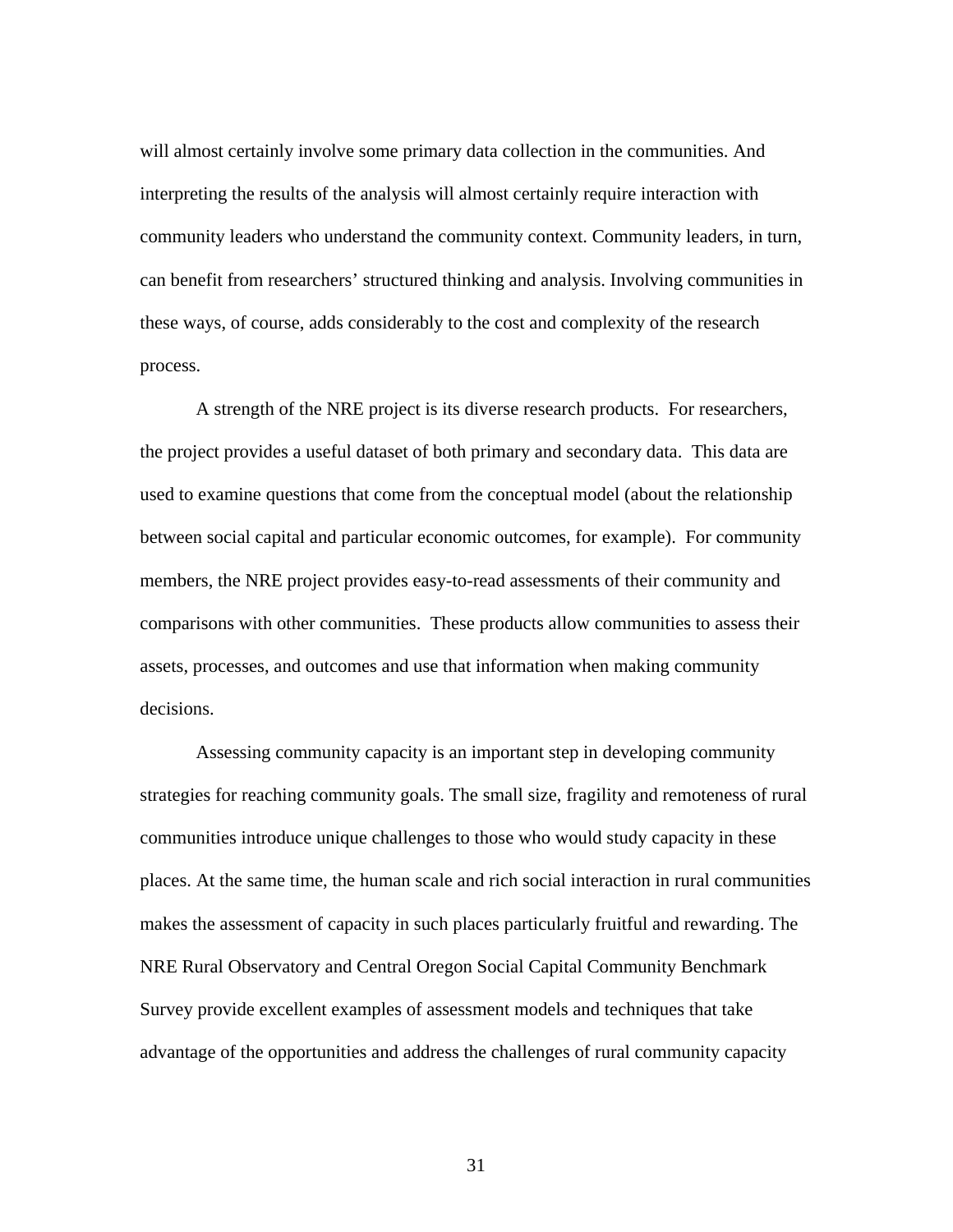will almost certainly involve some primary data collection in the communities. And interpreting the results of the analysis will almost certainly require interaction with community leaders who understand the community context. Community leaders, in turn, can benefit from researchers' structured thinking and analysis. Involving communities in these ways, of course, adds considerably to the cost and complexity of the research process.

A strength of the NRE project is its diverse research products. For researchers, the project provides a useful dataset of both primary and secondary data. This data are used to examine questions that come from the conceptual model (about the relationship between social capital and particular economic outcomes, for example). For community members, the NRE project provides easy-to-read assessments of their community and comparisons with other communities. These products allow communities to assess their assets, processes, and outcomes and use that information when making community decisions.

Assessing community capacity is an important step in developing community strategies for reaching community goals. The small size, fragility and remoteness of rural communities introduce unique challenges to those who would study capacity in these places. At the same time, the human scale and rich social interaction in rural communities makes the assessment of capacity in such places particularly fruitful and rewarding. The NRE Rural Observatory and Central Oregon Social Capital Community Benchmark Survey provide excellent examples of assessment models and techniques that take advantage of the opportunities and address the challenges of rural community capacity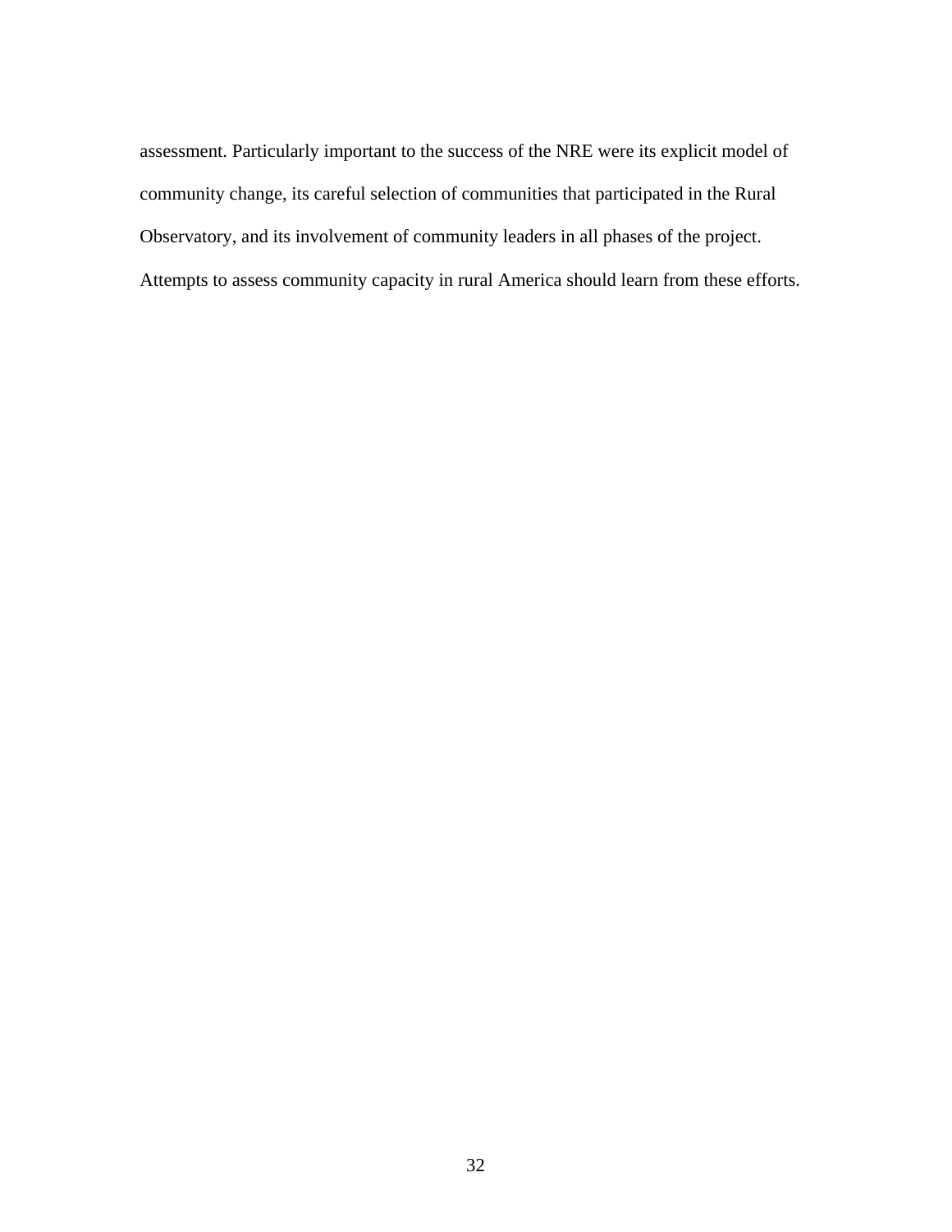assessment. Particularly important to the success of the NRE were its explicit model of community change, its careful selection of communities that participated in the Rural Observatory, and its involvement of community leaders in all phases of the project. Attempts to assess community capacity in rural America should learn from these efforts.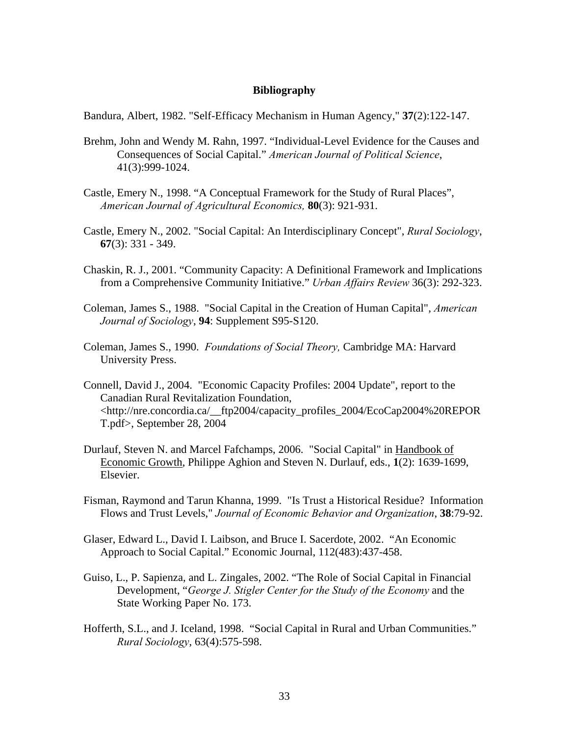# Bibliography

Bandura, Albert, 1982. "Self-Efficacy Mechanism in Human Agency," **37**(2):122-147.

Brehm, John and Wendy M. Rahn, 1997. "Individual-Level Evidence for the Causes and Consequences of Social Capital." *American Journal of Political Science*, 41(3):999-1024.

Castle, Emery N., 1998. "A Conceptual Framework for the Study of Rural Places", *American Journal of Agricultural Economics,* **80**(3): 921-931.

Castle, Emery N., 2002. "Social Capital: An Interdisciplinary Concept", *Rural Sociology*, **67**(3): 331 - 349.

Chaskin, R. J., 2001. "Community Capacity: A Definitional Framework and Implications from a Comprehensive Community Initiative." *Urban Affairs Review* 36(3): 292-323.

Coleman, James S., 1988. "Social Capital in the Creation of Human Capital", *American Journal of Sociology*, **94**: Supplement S95-S120.

Coleman, James S., 1990. *Foundations of Social Theory,* Cambridge MA: Harvard University Press.

Connell, David J., 2004. "Economic Capacity Profiles: 2004 Update", report to the Canadian Rural Revitalization Foundation, <http://nre.concordia.ca/__ftp2004/capacity_profiles_2004/EcoCap2004%20REPORT.pdf>, September 28, 2004

Durlauf, Steven N. and Marcel Fafchamps, 2006. "Social Capital" in Handbook of Economic Growth, Philippe Aghion and Steven N. Durlauf, eds., **1**(2): 1639-1699, Elsevier.

Fisman, Raymond and Tarun Khanna, 1999. "Is Trust a Historical Residue? Information Flows and Trust Levels," *Journal of Economic Behavior and Organization*, **38**:79-92.

Glaser, Edward L., David I. Laibson, and Bruce I. Sacerdote, 2002. "An Economic Approach to Social Capital." Economic Journal, 112(483):437-458.

Guiso, L., P. Sapienza, and L. Zingales, 2002. "The Role of Social Capital in Financial Development, "*George J. Stigler Center for the Study of the Economy* and the State Working Paper No. 173.

Hofferth, S.L., and J. Iceland, 1998. "Social Capital in Rural and Urban Communities." *Rural Sociology*, 63(4):575-598.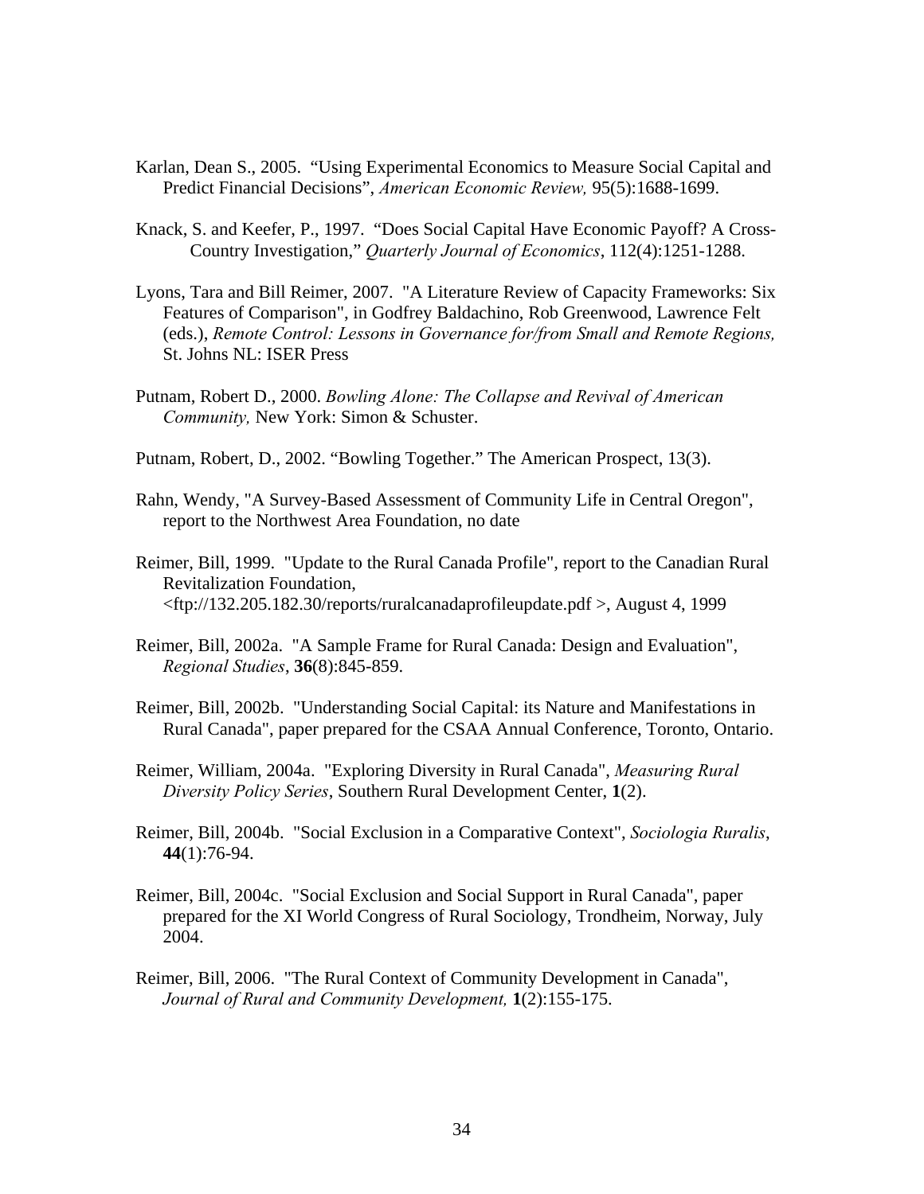Karlan, Dean S., 2005. "Using Experimental Economics to Measure Social Capital and Predict Financial Decisions", *American Economic Review,* 95(5):1688-1699.

Knack, S. and Keefer, P., 1997. "Does Social Capital Have Economic Payoff? A Cross-Country Investigation," *Quarterly Journal of Economics*, 112(4):1251-1288.

Lyons, Tara and Bill Reimer, 2007. "A Literature Review of Capacity Frameworks: Six Features of Comparison", in Godfrey Baldachino, Rob Greenwood, Lawrence Felt (eds.), *Remote Control: Lessons in Governance for/from Small and Remote Regions,* St. Johns NL: ISER Press

Putnam, Robert D., 2000. *Bowling Alone: The Collapse and Revival of American Community,* New York: Simon & Schuster.

Putnam, Robert, D., 2002. "Bowling Together." The American Prospect, 13(3).

Rahn, Wendy, "A Survey-Based Assessment of Community Life in Central Oregon", report to the Northwest Area Foundation, no date

Reimer, Bill, 1999. "Update to the Rural Canada Profile", report to the Canadian Rural Revitalization Foundation, <ftp://132.205.182.30/reports/ruralcanadaprofileupdate.pdf >, August 4, 1999

Reimer, Bill, 2002a. "A Sample Frame for Rural Canada: Design and Evaluation", *Regional Studies*, **36**(8):845-859.

Reimer, Bill, 2002b. "Understanding Social Capital: its Nature and Manifestations in Rural Canada", paper prepared for the CSAA Annual Conference, Toronto, Ontario.

Reimer, William, 2004a. "Exploring Diversity in Rural Canada", *Measuring Rural Diversity Policy Series*, Southern Rural Development Center, **1**(2).

Reimer, Bill, 2004b. "Social Exclusion in a Comparative Context", *Sociologia Ruralis*, **44**(1):76-94.

Reimer, Bill, 2004c. "Social Exclusion and Social Support in Rural Canada", paper prepared for the XI World Congress of Rural Sociology, Trondheim, Norway, July 2004.

Reimer, Bill, 2006. "The Rural Context of Community Development in Canada", *Journal of Rural and Community Development,* **1**(2):155-175.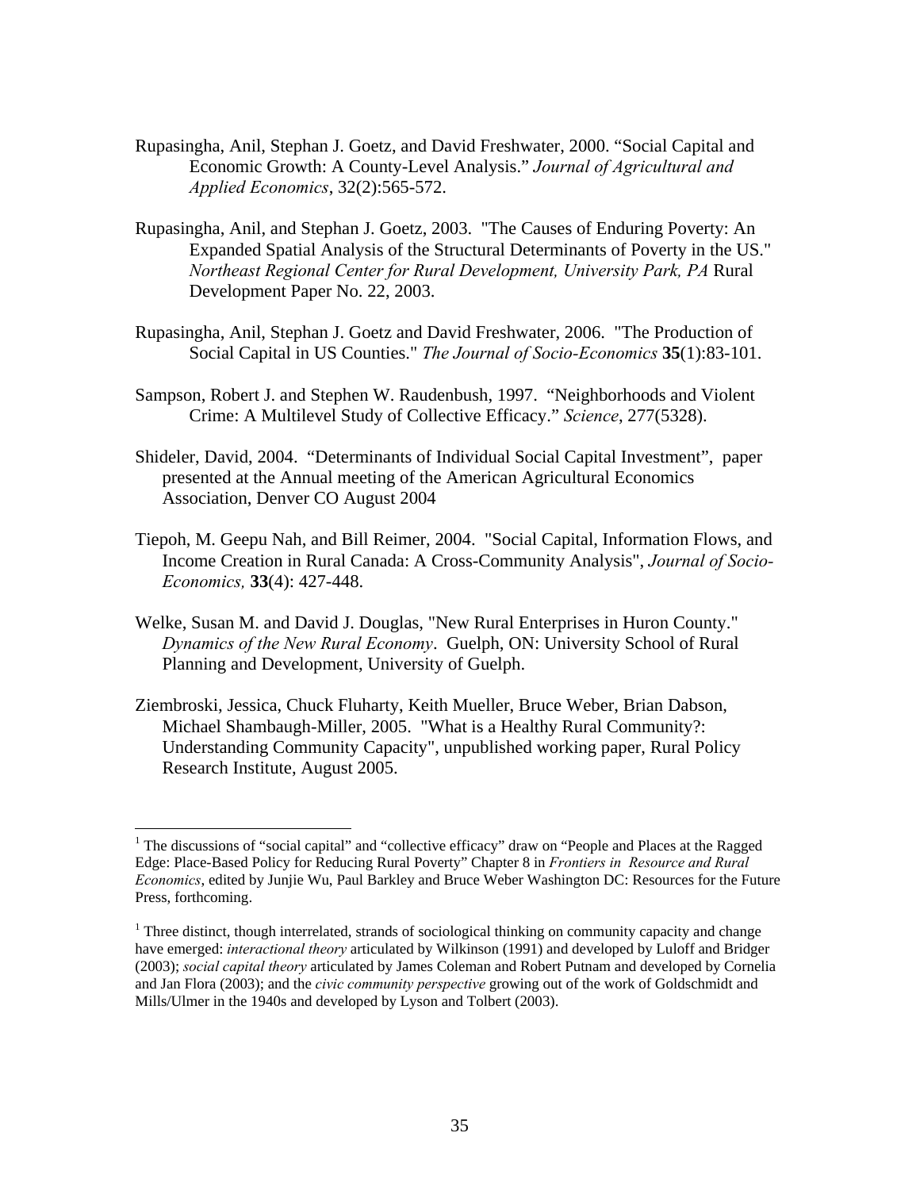Rupasingha, Anil, Stephan J. Goetz, and David Freshwater, 2000. "Social Capital and Economic Growth: A County-Level Analysis." *Journal of Agricultural and Applied Economics*, 32(2):565-572.

Rupasingha, Anil, and Stephan J. Goetz, 2003. "The Causes of Enduring Poverty: An Expanded Spatial Analysis of the Structural Determinants of Poverty in the US." *Northeast Regional Center for Rural Development, University Park, PA* Rural Development Paper No. 22, 2003.

Rupasingha, Anil, Stephan J. Goetz and David Freshwater, 2006. "The Production of Social Capital in US Counties." *The Journal of Socio-Economics* **35**(1):83-101.

Sampson, Robert J. and Stephen W. Raudenbush, 1997. "Neighborhoods and Violent Crime: A Multilevel Study of Collective Efficacy." *Science*, 277(5328).

Shideler, David, 2004. "Determinants of Individual Social Capital Investment", paper presented at the Annual meeting of the American Agricultural Economics Association, Denver CO August 2004

Tiepoh, M. Geepu Nah, and Bill Reimer, 2004. "Social Capital, Information Flows, and Income Creation in Rural Canada: A Cross-Community Analysis", *Journal of Socio-Economics,* **33**(4): 427-448.

Welke, Susan M. and David J. Douglas, "New Rural Enterprises in Huron County." *Dynamics of the New Rural Economy*. Guelph, ON: University School of Rural Planning and Development, University of Guelph.

Ziembroski, Jessica, Chuck Fluharty, Keith Mueller, Bruce Weber, Brian Dabson, Michael Shambaugh-Miller, 2005. "What is a Healthy Rural Community?: Understanding Community Capacity", unpublished working paper, Rural Policy Research Institute, August 2005.

---

[1] The discussions of "social capital" and "collective efficacy" draw on "People and Places at the Ragged Edge: Place-Based Policy for Reducing Rural Poverty" Chapter 8 in *Frontiers in Resource and Rural Economics*, edited by Junjie Wu, Paul Barkley and Bruce Weber Washington DC: Resources for the Future Press, forthcoming.

[1] Three distinct, though interrelated, strands of sociological thinking on community capacity and change have emerged: *interactional theory* articulated by Wilkinson (1991) and developed by Luloff and Bridger (2003); *social capital theory* articulated by James Coleman and Robert Putnam and developed by Cornelia and Jan Flora (2003); and the *civic community perspective* growing out of the work of Goldschmidt and Mills/Ulmer in the 1940s and developed by Lyson and Tolbert (2003).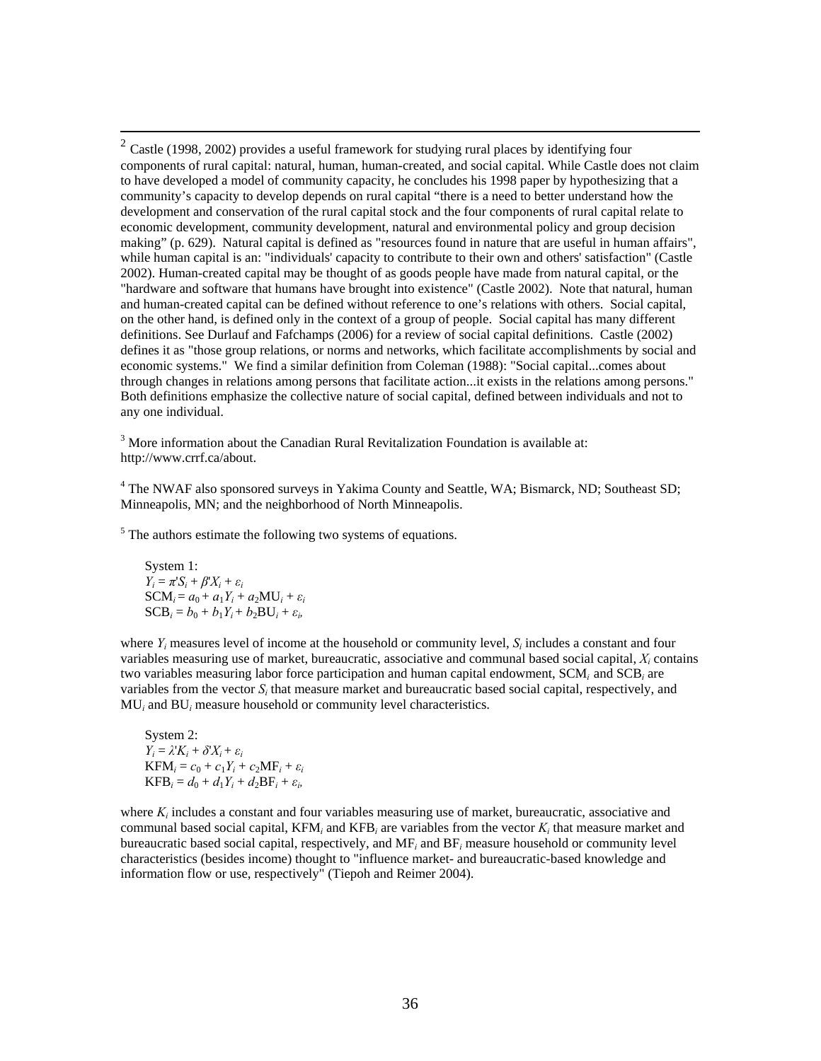[2] Castle (1998, 2002) provides a useful framework for studying rural places by identifying four components of rural capital: natural, human, human-created, and social capital. While Castle does not claim to have developed a model of community capacity, he concludes his 1998 paper by hypothesizing that a community's capacity to develop depends on rural capital "there is a need to better understand how the development and conservation of the rural capital stock and the four components of rural capital relate to economic development, community development, natural and environmental policy and group decision making" (p. 629). Natural capital is defined as "resources found in nature that are useful in human affairs", while human capital is an: "individuals' capacity to contribute to their own and others' satisfaction" (Castle 2002). Human-created capital may be thought of as goods people have made from natural capital, or the "hardware and software that humans have brought into existence" (Castle 2002). Note that natural, human and human-created capital can be defined without reference to one's relations with others. Social capital, on the other hand, is defined only in the context of a group of people. Social capital has many different definitions. See Durlauf and Fafchamps (2006) for a review of social capital definitions. Castle (2002) defines it as "those group relations, or norms and networks, which facilitate accomplishments by social and economic systems." We find a similar definition from Coleman (1988): "Social capital...comes about through changes in relations among persons that facilitate action...it exists in the relations among persons." Both definitions emphasize the collective nature of social capital, defined between individuals and not to any one individual.

[3] More information about the Canadian Rural Revitalization Foundation is available at: http://www.crrf.ca/about.

[4] The NWAF also sponsored surveys in Yakima County and Seattle, WA; Bismarck, ND; Southeast SD; Minneapolis, MN; and the neighborhood of North Minneapolis.

[5] The authors estimate the following two systems of equations.

System 1:

$$Y_i = \pi' S_i + \beta' X_i + \varepsilon_i$$
$$\text{SCM}_i = a_0 + a_1 Y_i + a_2 \text{MU}_i + \varepsilon_i$$
$$\text{SCB}_i = b_0 + b_1 Y_i + b_2 \text{BU}_i + \varepsilon_i,$$

where $Y_i$ measures level of income at the household or community level, $S_i$ includes a constant and four variables measuring use of market, bureaucratic, associative and communal based social capital, $X_i$ contains two variables measuring labor force participation and human capital endowment, $\text{SCM}_i$ and $\text{SCB}_i$ are variables from the vector $S_i$ that measure market and bureaucratic based social capital, respectively, and $\text{MU}_i$ and $\text{BU}_i$ measure household or community level characteristics.

System 2:

$$Y_i = \lambda' K_i + \delta' X_i + \varepsilon_i$$
$$\text{KFM}_i = c_0 + c_1 Y_i + c_2 \text{MF}_i + \varepsilon_i$$
$$\text{KFB}_i = d_0 + d_1 Y_i + d_2 \text{BF}_i + \varepsilon_i,$$

where $K_i$ includes a constant and four variables measuring use of market, bureaucratic, associative and communal based social capital, $\text{KFM}_i$ and $\text{KFB}_i$ are variables from the vector $K_i$ that measure market and bureaucratic based social capital, respectively, and $\text{MF}_i$ and $\text{BF}_i$ measure household or community level characteristics (besides income) thought to "influence market- and bureaucratic-based knowledge and information flow or use, respectively" (Tiepoh and Reimer 2004).